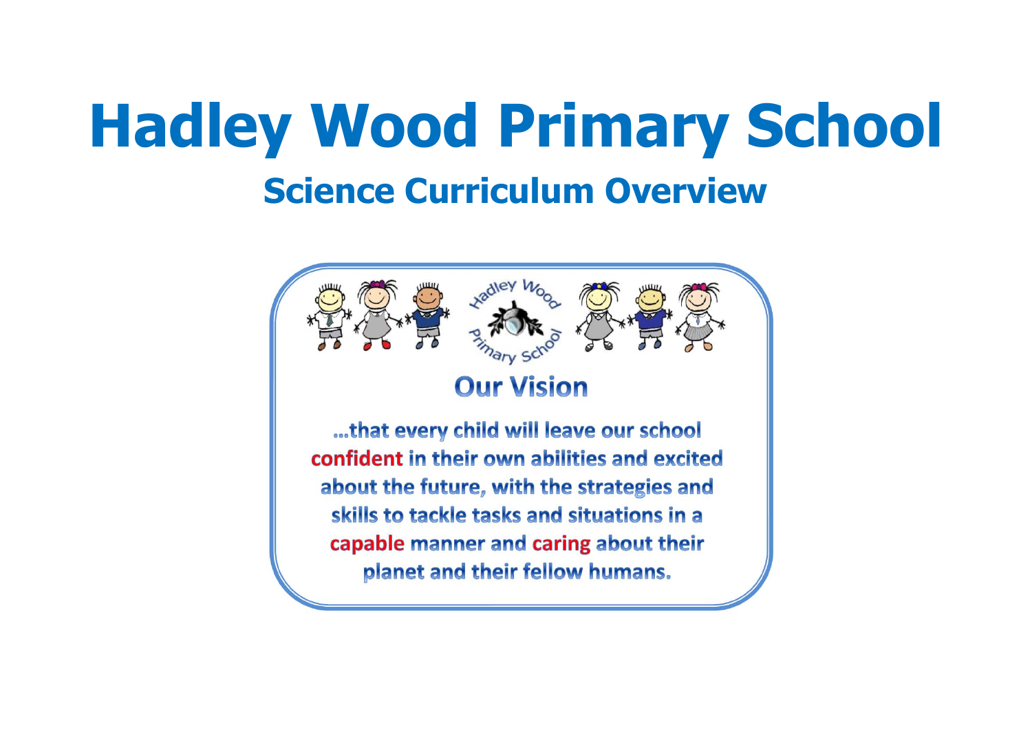# Hadley Wood Primary School

## Science Curriculum Overview

Hadley Wood Primary School

### Our Vision

...that every child will leave our school confident in their own abilities and excited about the future, with the strategies and skills to tackle tasks and situations in a capable manner and caring about their planet and their fellow humans.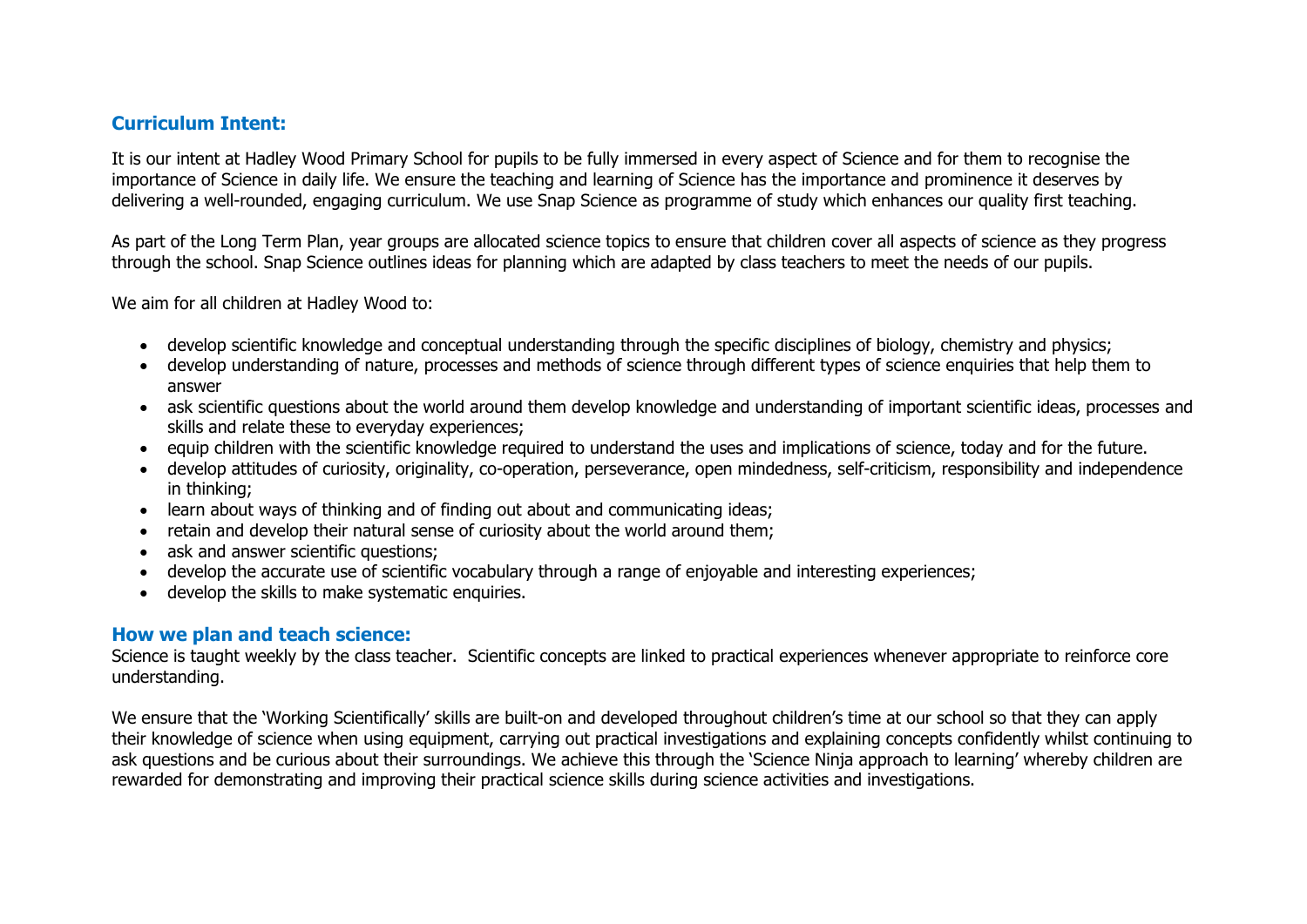## Curriculum Intent:

It is our intent at Hadley Wood Primary School for pupils to be fully immersed in every aspect of Science and for them to recognise the importance of Science in daily life. We ensure the teaching and learning of Science has the importance and prominence it deserves by delivering a well-rounded, engaging curriculum. We use Snap Science as programme of study which enhances our quality first teaching.

As part of the Long Term Plan, year groups are allocated science topics to ensure that children cover all aspects of science as they progress through the school. Snap Science outlines ideas for planning which are adapted by class teachers to meet the needs of our pupils.

We aim for all children at Hadley Wood to:

- develop scientific knowledge and conceptual understanding through the specific disciplines of biology, chemistry and physics;
- develop understanding of nature, processes and methods of science through different types of science enquiries that help them to answer
- ask scientific questions about the world around them develop knowledge and understanding of important scientific ideas, processes and skills and relate these to everyday experiences;
- equip children with the scientific knowledge required to understand the uses and implications of science, today and for the future.
- develop attitudes of curiosity, originality, co-operation, perseverance, open mindedness, self-criticism, responsibility and independence in thinking;
- learn about ways of thinking and of finding out about and communicating ideas;
- retain and develop their natural sense of curiosity about the world around them;
- ask and answer scientific questions;
- develop the accurate use of scientific vocabulary through a range of enjoyable and interesting experiences;
- develop the skills to make systematic enquiries.

## How we plan and teach science:

Science is taught weekly by the class teacher. Scientific concepts are linked to practical experiences whenever appropriate to reinforce core understanding.

We ensure that the 'Working Scientifically' skills are built-on and developed throughout children's time at our school so that they can apply their knowledge of science when using equipment, carrying out practical investigations and explaining concepts confidently whilst continuing to ask questions and be curious about their surroundings. We achieve this through the 'Science Ninja approach to learning' whereby children are rewarded for demonstrating and improving their practical science skills during science activities and investigations.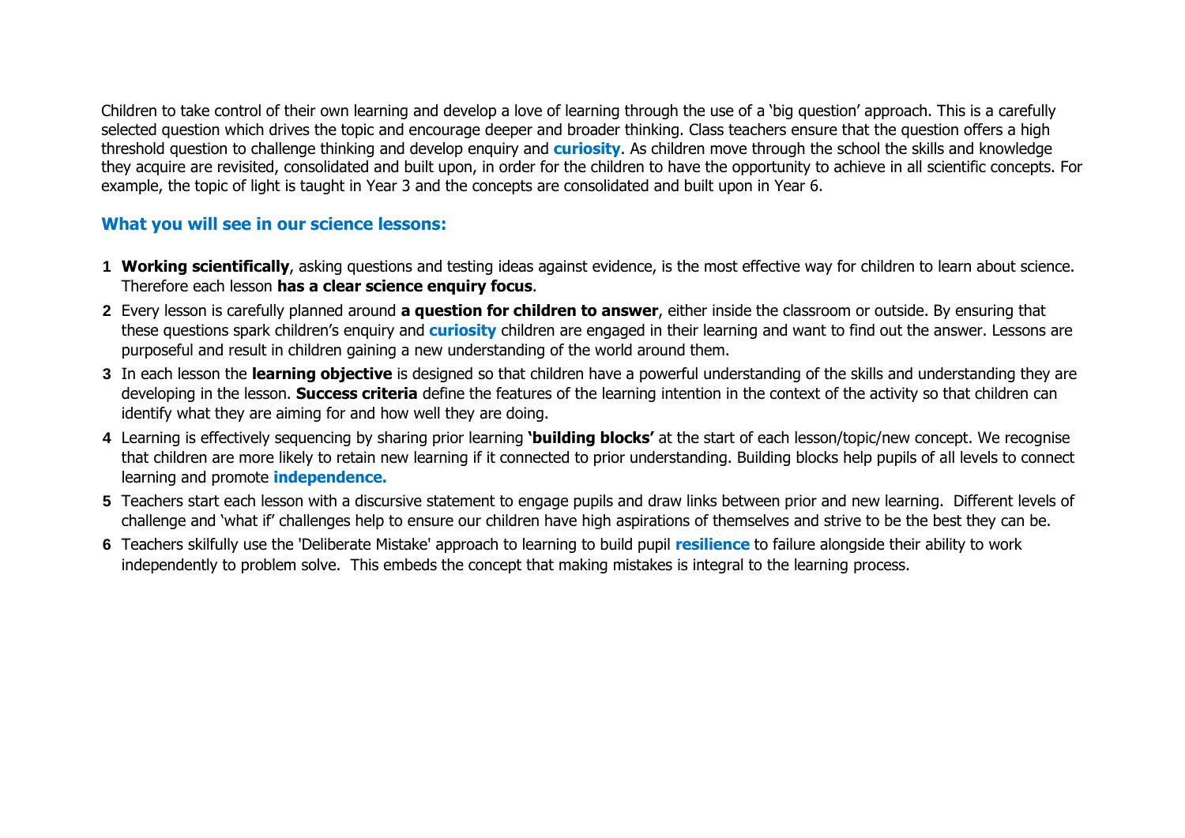Children to take control of their own learning and develop a love of learning through the use of a 'big question' approach. This is a carefully selected question which drives the topic and encourage deeper and broader thinking. Class teachers ensure that the question offers a high threshold question to challenge thinking and develop enquiry and **curiosity**. As children move through the school the skills and knowledge they acquire are revisited, consolidated and built upon, in order for the children to have the opportunity to achieve in all scientific concepts. For example, the topic of light is taught in Year 3 and the concepts are consolidated and built upon in Year 6.

### What you will see in our science lessons:

1. **Working scientifically**, asking questions and testing ideas against evidence, is the most effective way for children to learn about science. Therefore each lesson **has a clear science enquiry focus**.
2. Every lesson is carefully planned around **a question for children to answer**, either inside the classroom or outside. By ensuring that these questions spark children's enquiry and **curiosity** children are engaged in their learning and want to find out the answer. Lessons are purposeful and result in children gaining a new understanding of the world around them.
3. In each lesson the **learning objective** is designed so that children have a powerful understanding of the skills and understanding they are developing in the lesson. **Success criteria** define the features of the learning intention in the context of the activity so that children can identify what they are aiming for and how well they are doing.
4. Learning is effectively sequencing by sharing prior learning **'building blocks'** at the start of each lesson/topic/new concept. We recognise that children are more likely to retain new learning if it connected to prior understanding. Building blocks help pupils of all levels to connect learning and promote **independence.**
5. Teachers start each lesson with a discursive statement to engage pupils and draw links between prior and new learning. Different levels of challenge and 'what if' challenges help to ensure our children have high aspirations of themselves and strive to be the best they can be.
6. Teachers skilfully use the 'Deliberate Mistake' approach to learning to build pupil **resilience** to failure alongside their ability to work independently to problem solve. This embeds the concept that making mistakes is integral to the learning process.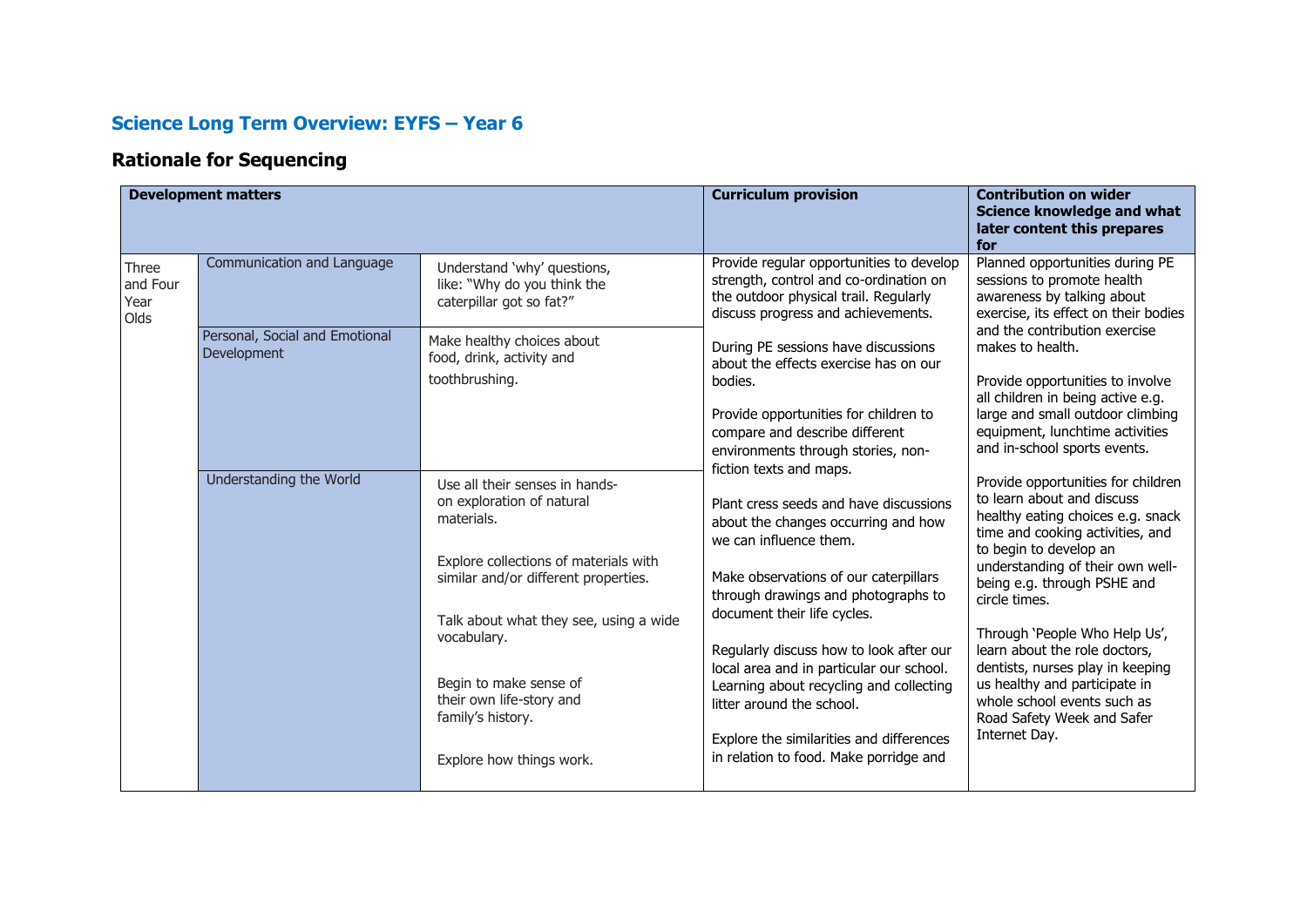# Science Long Term Overview: EYFS – Year 6

## Rationale for Sequencing

| Development matters | | | Curriculum provision | Contribution on wider Science knowledge and what later content this prepares for |
|---|---|---|---|---|
| Three and Four Year Olds | Communication and Language | Understand 'why' questions, like: "Why do you think the caterpillar got so fat?" | Provide regular opportunities to develop strength, control and co-ordination on the outdoor physical trail. Regularly discuss progress and achievements.<br><br>During PE sessions have discussions about the effects exercise has on our bodies.<br><br>Provide opportunities for children to compare and describe different environments through stories, non-fiction texts and maps.<br><br>Plant cress seeds and have discussions about the changes occurring and how we can influence them.<br><br>Make observations of our caterpillars through drawings and photographs to document their life cycles.<br><br>Regularly discuss how to look after our local area and in particular our school. Learning about recycling and collecting litter around the school.<br><br>Explore the similarities and differences in relation to food. Make porridge and | Planned opportunities during PE sessions to promote health awareness by talking about exercise, its effect on their bodies and the contribution exercise makes to health.<br><br>Provide opportunities to involve all children in being active e.g. large and small outdoor climbing equipment, lunchtime activities and in-school sports events.<br><br>Provide opportunities for children to learn about and discuss healthy eating choices e.g. snack time and cooking activities, and to begin to develop an understanding of their own well-being e.g. through PSHE and circle times.<br><br>Through 'People Who Help Us', learn about the role doctors, dentists, nurses play in keeping us healthy and participate in whole school events such as Road Safety Week and Safer Internet Day. |
| | Personal, Social and Emotional Development | Make healthy choices about food, drink, activity and toothbrushing. | | |
| | Understanding the World | Use all their senses in hands-on exploration of natural materials.<br><br>Explore collections of materials with similar and/or different properties.<br><br>Talk about what they see, using a wide vocabulary.<br><br>Begin to make sense of their own life-story and family's history.<br><br>Explore how things work. | | |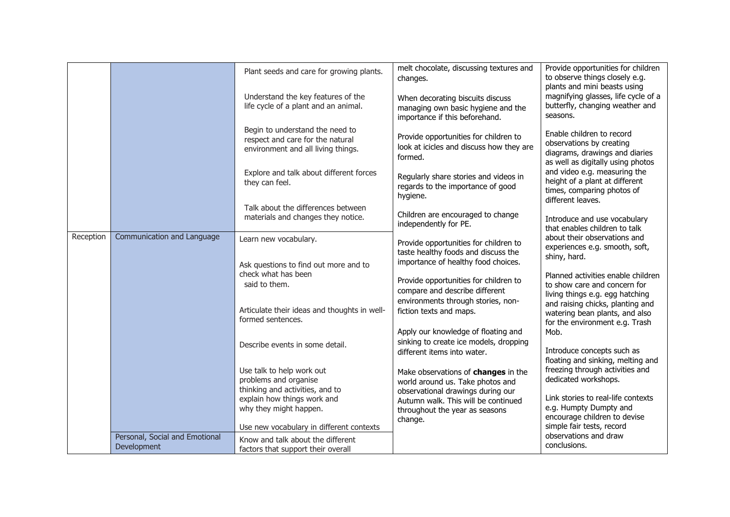|  |  |  |  |  |
|---|---|---|---|---|
|  |  | Plant seeds and care for growing plants.<br><br>Understand the key features of the life cycle of a plant and an animal.<br><br>Begin to understand the need to respect and care for the natural environment and all living things.<br><br>Explore and talk about different forces they can feel.<br><br>Talk about the differences between materials and changes they notice. | melt chocolate, discussing textures and changes.<br><br>When decorating biscuits discuss managing own basic hygiene and the importance if this beforehand.<br><br>Provide opportunities for children to look at icicles and discuss how they are formed.<br><br>Regularly share stories and videos in regards to the importance of good hygiene.<br><br>Children are encouraged to change independently for PE.<br><br>Provide opportunities for children to taste healthy foods and discuss the importance of healthy food choices.<br><br>Provide opportunities for children to compare and describe different environments through stories, non-fiction texts and maps.<br><br>Apply our knowledge of floating and sinking to create ice models, dropping different items into water.<br><br>Make observations of **changes** in the world around us. Take photos and observational drawings during our Autumn walk. This will be continued throughout the year as seasons change. | Provide opportunities for children to observe things closely e.g. plants and mini beasts using magnifying glasses, life cycle of a butterfly, changing weather and seasons.<br><br>Enable children to record observations by creating diagrams, drawings and diaries as well as digitally using photos and video e.g. measuring the height of a plant at different times, comparing photos of different leaves.<br><br>Introduce and use vocabulary that enables children to talk about their observations and experiences e.g. smooth, soft, shiny, hard.<br><br>Planned activities enable children to show care and concern for living things e.g. egg hatching and raising chicks, planting and watering bean plants, and also for the environment e.g. Trash Mob.<br><br>Introduce concepts such as floating and sinking, melting and freezing through activities and dedicated workshops.<br><br>Link stories to real-life contexts e.g. Humpty Dumpty and encourage children to devise simple fair tests, record observations and draw conclusions. |
| Reception | Communication and Language | Learn new vocabulary.<br><br>Ask questions to find out more and to check what has been said to them.<br><br>Articulate their ideas and thoughts in well-formed sentences.<br><br>Describe events in some detail.<br><br>Use talk to help work out problems and organise thinking and activities, and to explain how things work and why they might happen.<br><br>Use new vocabulary in different contexts |  |  |
|  | Personal, Social and Emotional Development | Know and talk about the different factors that support their overall |  |  |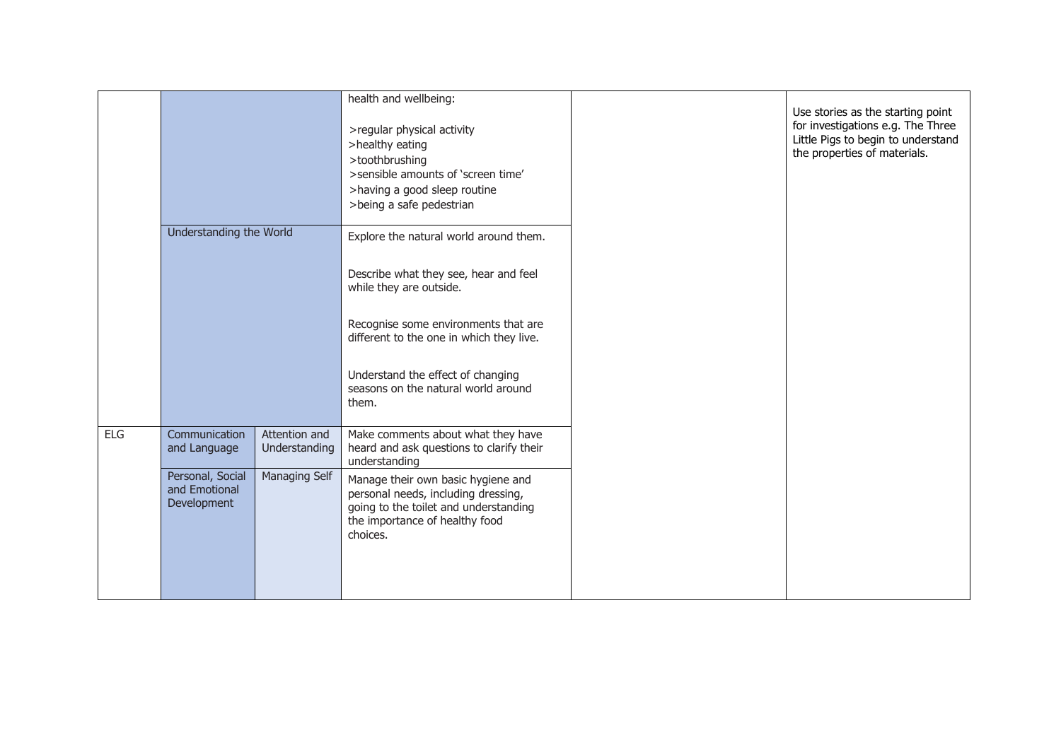| | | | | | |
|---|---|---|---|---|---|
| | | | health and wellbeing:<br><br>>regular physical activity<br>>healthy eating<br>>toothbrushing<br>>sensible amounts of 'screen time'<br>>having a good sleep routine<br>>being a safe pedestrian | | Use stories as the starting point for investigations e.g. The Three Little Pigs to begin to understand the properties of materials. |
| | Understanding the World | | Explore the natural world around them.<br><br>Describe what they see, hear and feel while they are outside.<br><br>Recognise some environments that are different to the one in which they live.<br><br>Understand the effect of changing seasons on the natural world around them. | | |
| ELG | Communication and Language | Attention and Understanding | Make comments about what they have heard and ask questions to clarify their understanding | | |
| | Personal, Social and Emotional Development | Managing Self | Manage their own basic hygiene and personal needs, including dressing, going to the toilet and understanding the importance of healthy food choices. | | |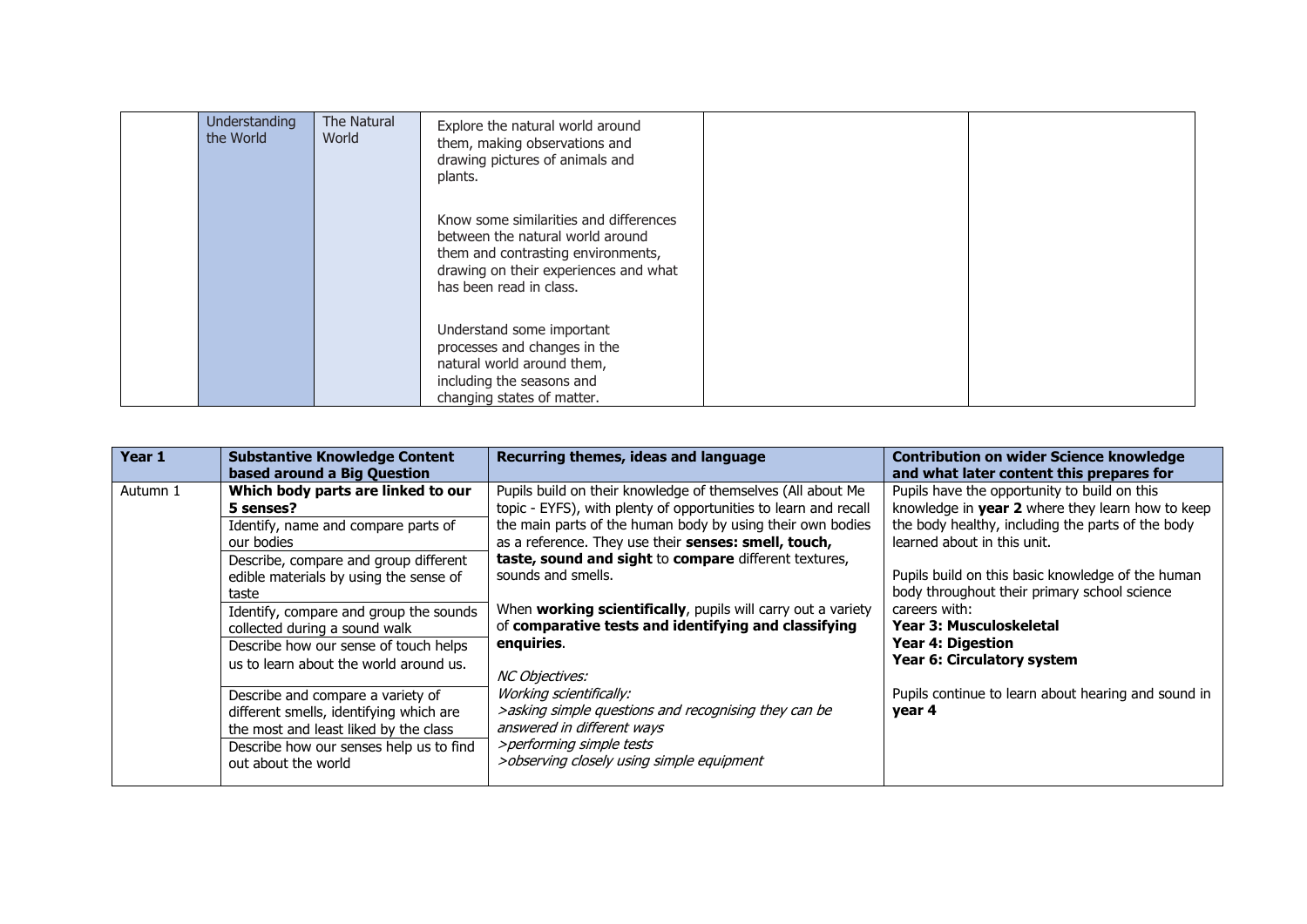|  | Understanding the World | The Natural World | Explore the natural world around them, making observations and drawing pictures of animals and plants.<br><br>Know some similarities and differences between the natural world around them and contrasting environments, drawing on their experiences and what has been read in class.<br><br>Understand some important processes and changes in the natural world around them, including the seasons and changing states of matter. |  |  |
|---|---|---|---|---|---|

| Year 1 | Substantive Knowledge Content based around a Big Question | Recurring themes, ideas and language | Contribution on wider Science knowledge and what later content this prepares for |
|---|---|---|---|
| Autumn 1 | **Which body parts are linked to our 5 senses?**<br>Identify, name and compare parts of our bodies<br>Describe, compare and group different edible materials by using the sense of taste<br>Identify, compare and group the sounds collected during a sound walk<br>Describe how our sense of touch helps us to learn about the world around us.<br>Describe and compare a variety of different smells, identifying which are the most and least liked by the class<br>Describe how our senses help us to find out about the world | Pupils build on their knowledge of themselves (All about Me topic - EYFS), with plenty of opportunities to learn and recall the main parts of the human body by using their own bodies as a reference. They use their **senses: smell, touch, taste, sound and sight** to **compare** different textures, sounds and smells.<br><br>When **working scientifically**, pupils will carry out a variety of **comparative tests and identifying and classifying enquiries**.<br><br>*NC Objectives:*<br>*Working scientifically:*<br>*>asking simple questions and recognising they can be answered in different ways*<br>*>performing simple tests*<br>*>observing closely using simple equipment* | Pupils have the opportunity to build on this knowledge in **year 2** where they learn how to keep the body healthy, including the parts of the body learned about in this unit.<br><br>Pupils build on this basic knowledge of the human body throughout their primary school science careers with:<br>**Year 3: Musculoskeletal**<br>**Year 4: Digestion**<br>**Year 6: Circulatory system**<br><br>Pupils continue to learn about hearing and sound in **year 4** |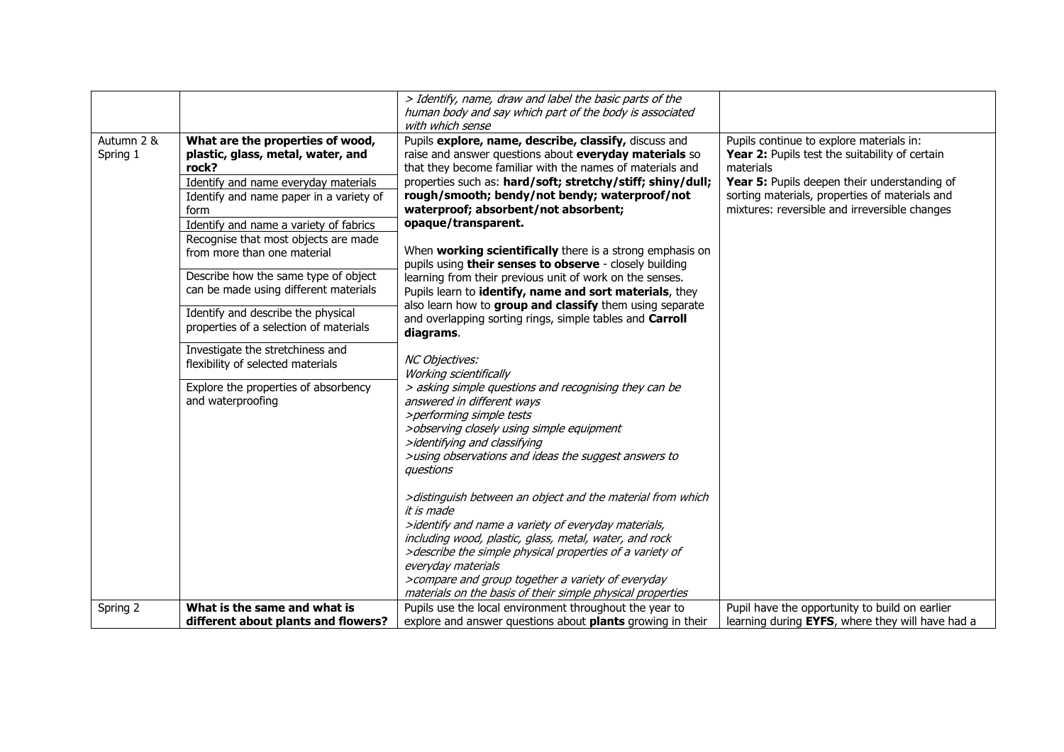| | | | |
|---|---|---|---|
| | | *> Identify, name, draw and label the basic parts of the human body and say which part of the body is associated with which sense* | |
| Autumn 2 & Spring 1 | **What are the properties of wood, plastic, glass, metal, water, and rock?**<br>Identify and name everyday materials<br>Identify and name paper in a variety of form<br>Identify and name a variety of fabrics<br>Recognise that most objects are made from more than one material<br>Describe how the same type of object can be made using different materials<br>Identify and describe the physical properties of a selection of materials<br>Investigate the stretchiness and flexibility of selected materials<br>Explore the properties of absorbency and waterproofing | Pupils **explore, name, describe, classify,** discuss and raise and answer questions about **everyday materials** so that they become familiar with the names of materials and properties such as: **hard/soft; stretchy/stiff; shiny/dull; rough/smooth; bendy/not bendy; waterproof/not waterproof; absorbent/not absorbent; opaque/transparent.**<br><br>When **working scientifically** there is a strong emphasis on pupils using **their senses to observe** - closely building learning from their previous unit of work on the senses. Pupils learn to **identify, name and sort materials**, they also learn how to **group and classify** them using separate and overlapping sorting rings, simple tables and **Carroll diagrams**.<br><br>*NC Objectives:*<br>*Working scientifically*<br>*> asking simple questions and recognising they can be answered in different ways*<br>*>performing simple tests*<br>*>observing closely using simple equipment*<br>*>identifying and classifying*<br>*>using observations and ideas the suggest answers to questions*<br><br>*>distinguish between an object and the material from which it is made*<br>*>identify and name a variety of everyday materials, including wood, plastic, glass, metal, water, and rock*<br>*>describe the simple physical properties of a variety of everyday materials*<br>*>compare and group together a variety of everyday materials on the basis of their simple physical properties* | Pupils continue to explore materials in:<br>**Year 2:** Pupils test the suitability of certain materials<br>**Year 5:** Pupils deepen their understanding of sorting materials, properties of materials and mixtures: reversible and irreversible changes |
| Spring 2 | **What is the same and what is different about plants and flowers?** | Pupils use the local environment throughout the year to explore and answer questions about **plants** growing in their | Pupil have the opportunity to build on earlier learning during **EYFS**, where they will have had a |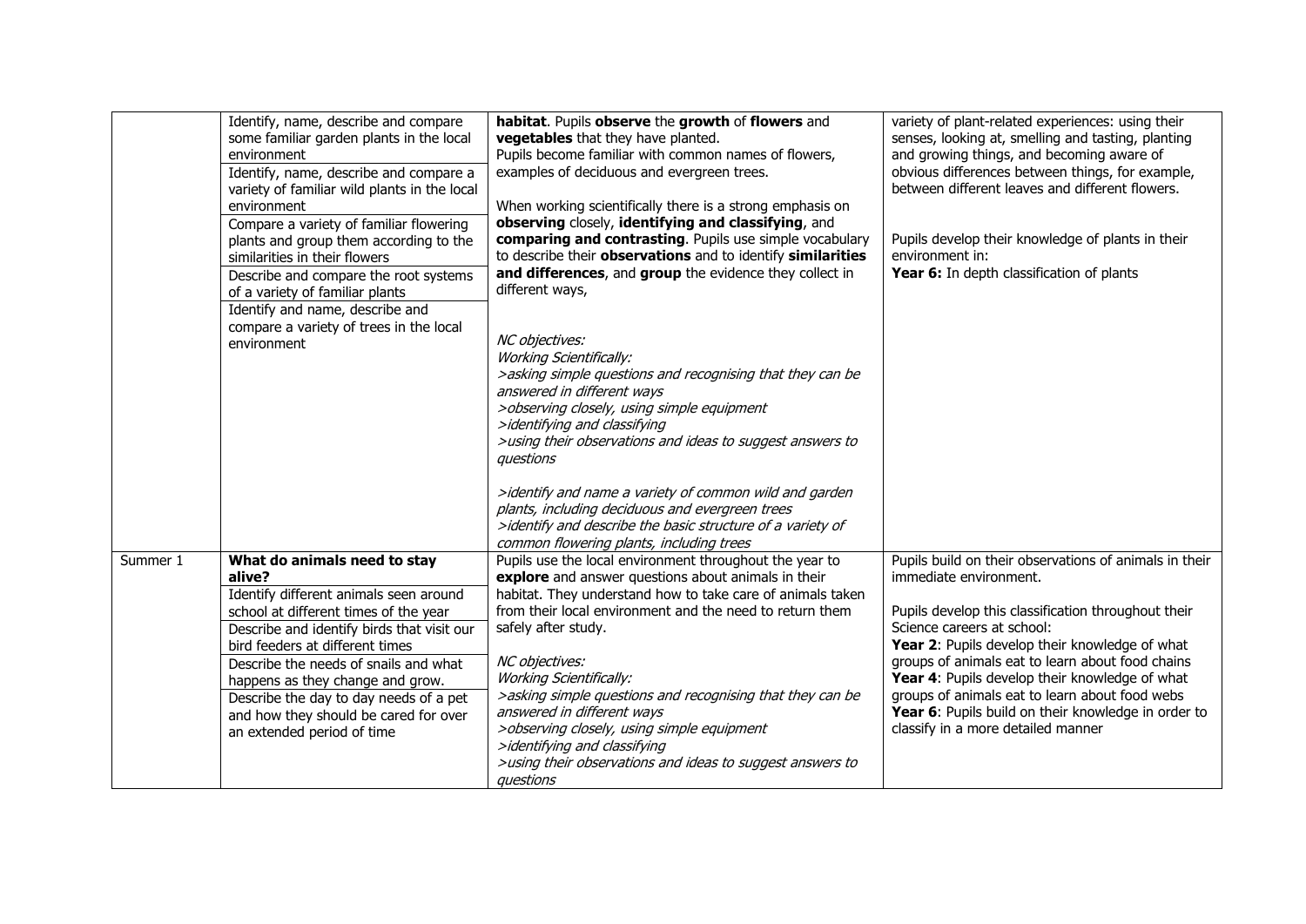| | | | |
|---|---|---|---|
| | Identify, name, describe and compare some familiar garden plants in the local environment<br>Identify, name, describe and compare a variety of familiar wild plants in the local environment<br>Compare a variety of familiar flowering plants and group them according to the similarities in their flowers<br>Describe and compare the root systems of a variety of familiar plants<br>Identify and name, describe and compare a variety of trees in the local environment | **habitat**. Pupils **observe** the **growth** of **flowers** and **vegetables** that they have planted.<br>Pupils become familiar with common names of flowers, examples of deciduous and evergreen trees.<br><br>When working scientifically there is a strong emphasis on **observing** closely, **identifying and classifying**, and **comparing and contrasting**. Pupils use simple vocabulary to describe their **observations** and to identify **similarities and differences**, and **group** the evidence they collect in different ways,<br><br>*NC objectives:*<br>*Working Scientifically:*<br>*>asking simple questions and recognising that they can be answered in different ways*<br>*>observing closely, using simple equipment*<br>*>identifying and classifying*<br>*>using their observations and ideas to suggest answers to questions*<br><br>*>identify and name a variety of common wild and garden plants, including deciduous and evergreen trees*<br>*>identify and describe the basic structure of a variety of common flowering plants, including trees* | variety of plant-related experiences: using their senses, looking at, smelling and tasting, planting and growing things, and becoming aware of obvious differences between things, for example, between different leaves and different flowers.<br><br>Pupils develop their knowledge of plants in their environment in:<br>**Year 6:** In depth classification of plants |
| Summer 1 | **What do animals need to stay alive?**<br>Identify different animals seen around school at different times of the year<br>Describe and identify birds that visit our bird feeders at different times<br>Describe the needs of snails and what happens as they change and grow.<br>Describe the day to day needs of a pet and how they should be cared for over an extended period of time | Pupils use the local environment throughout the year to **explore** and answer questions about animals in their habitat. They understand how to take care of animals taken from their local environment and the need to return them safely after study.<br><br>*NC objectives:*<br>*Working Scientifically:*<br>*>asking simple questions and recognising that they can be answered in different ways*<br>*>observing closely, using simple equipment*<br>*>identifying and classifying*<br>*>using their observations and ideas to suggest answers to questions* | Pupils build on their observations of animals in their immediate environment.<br><br>Pupils develop this classification throughout their Science careers at school:<br>**Year 2**: Pupils develop their knowledge of what groups of animals eat to learn about food chains<br>**Year 4**: Pupils develop their knowledge of what groups of animals eat to learn about food webs<br>**Year 6**: Pupils build on their knowledge in order to classify in a more detailed manner |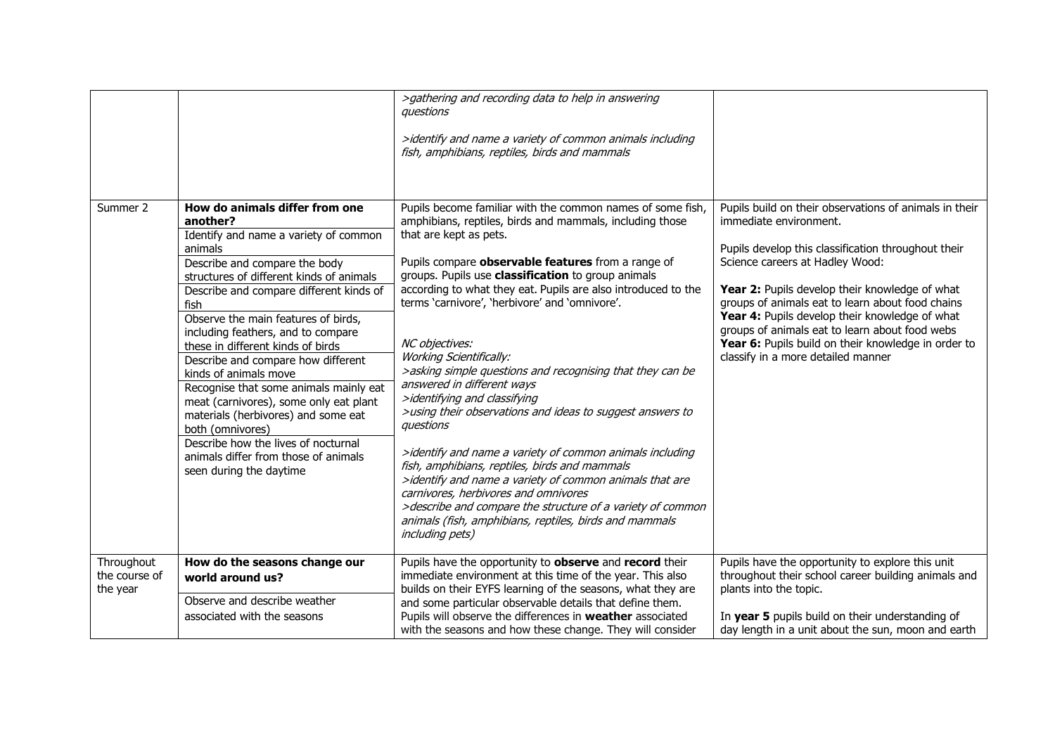| | | | |
|---|---|---|---|
| | | *>gathering and recording data to help in answering questions*<br><br>*>identify and name a variety of common animals including fish, amphibians, reptiles, birds and mammals* | |
| Summer 2 | **How do animals differ from one another?**<br>Identify and name a variety of common animals<br>Describe and compare the body structures of different kinds of animals<br>Describe and compare different kinds of fish<br>Observe the main features of birds, including feathers, and to compare these in different kinds of birds<br>Describe and compare how different kinds of animals move<br>Recognise that some animals mainly eat meat (carnivores), some only eat plant materials (herbivores) and some eat both (omnivores)<br>Describe how the lives of nocturnal animals differ from those of animals seen during the daytime | Pupils become familiar with the common names of some fish, amphibians, reptiles, birds and mammals, including those that are kept as pets.<br><br>Pupils compare **observable features** from a range of groups. Pupils use **classification** to group animals according to what they eat. Pupils are also introduced to the terms 'carnivore', 'herbivore' and 'omnivore'.<br><br>*NC objectives:*<br>*Working Scientifically:*<br>*>asking simple questions and recognising that they can be answered in different ways*<br>*>identifying and classifying*<br>*>using their observations and ideas to suggest answers to questions*<br><br>*>identify and name a variety of common animals including fish, amphibians, reptiles, birds and mammals*<br>*>identify and name a variety of common animals that are carnivores, herbivores and omnivores*<br>*>describe and compare the structure of a variety of common animals (fish, amphibians, reptiles, birds and mammals including pets)* | Pupils build on their observations of animals in their immediate environment.<br><br>Pupils develop this classification throughout their Science careers at Hadley Wood:<br><br>**Year 2:** Pupils develop their knowledge of what groups of animals eat to learn about food chains<br>**Year 4:** Pupils develop their knowledge of what groups of animals eat to learn about food webs<br>**Year 6:** Pupils build on their knowledge in order to classify in a more detailed manner |
| Throughout the course of the year | **How do the seasons change our world around us?**<br>Observe and describe weather associated with the seasons | Pupils have the opportunity to **observe** and **record** their immediate environment at this time of the year. This also builds on their EYFS learning of the seasons, what they are and some particular observable details that define them. Pupils will observe the differences in **weather** associated with the seasons and how these change. They will consider | Pupils have the opportunity to explore this unit throughout their school career building animals and plants into the topic.<br><br>In **year 5** pupils build on their understanding of day length in a unit about the sun, moon and earth |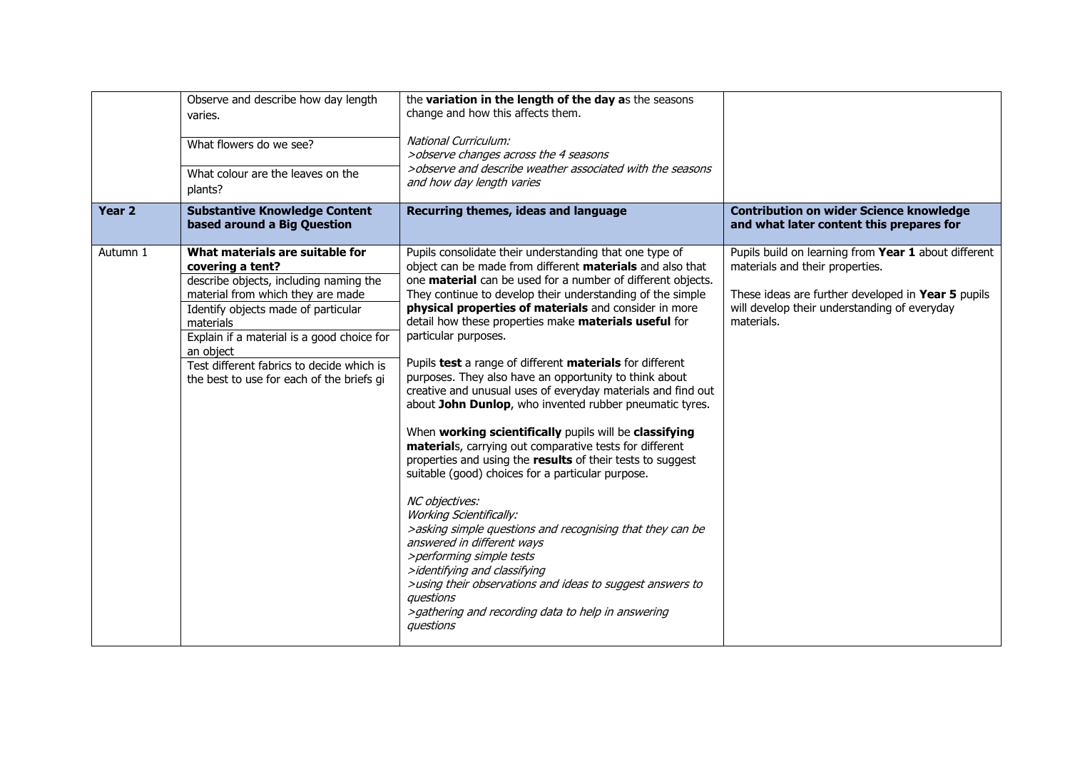|  | Observe and describe how day length varies.<br><br>What flowers do we see?<br><br>What colour are the leaves on the plants? | the **variation in the length of the day a**s the seasons change and how this affects them.<br><br>*National Curriculum:*<br>*>observe changes across the 4 seasons*<br>*>observe and describe weather associated with the seasons and how day length varies* |  |
|---|---|---|---|
| **Year 2** | **Substantive Knowledge Content based around a Big Question** | **Recurring themes, ideas and language** | **Contribution on wider Science knowledge and what later content this prepares for** |
| Autumn 1 | **What materials are suitable for covering a tent?**<br>describe objects, including naming the material from which they are made<br>Identify objects made of particular materials<br>Explain if a material is a good choice for an object<br>Test different fabrics to decide which is the best to use for each of the briefs gi | Pupils consolidate their understanding that one type of object can be made from different **materials** and also that one **material** can be used for a number of different objects. They continue to develop their understanding of the simple **physical properties of materials** and consider in more detail how these properties make **materials useful** for particular purposes.<br><br>Pupils **test** a range of different **materials** for different purposes. They also have an opportunity to think about creative and unusual uses of everyday materials and find out about **John Dunlop**, who invented rubber pneumatic tyres.<br><br>When **working scientifically** pupils will be **classifying material**s, carrying out comparative tests for different properties and using the **results** of their tests to suggest suitable (good) choices for a particular purpose.<br><br>*NC objectives:*<br>*Working Scientifically:*<br>*>asking simple questions and recognising that they can be answered in different ways*<br>*>performing simple tests*<br>*>identifying and classifying*<br>*>using their observations and ideas to suggest answers to questions*<br>*>gathering and recording data to help in answering questions* | Pupils build on learning from **Year 1** about different materials and their properties.<br><br>These ideas are further developed in **Year 5** pupils will develop their understanding of everyday materials. |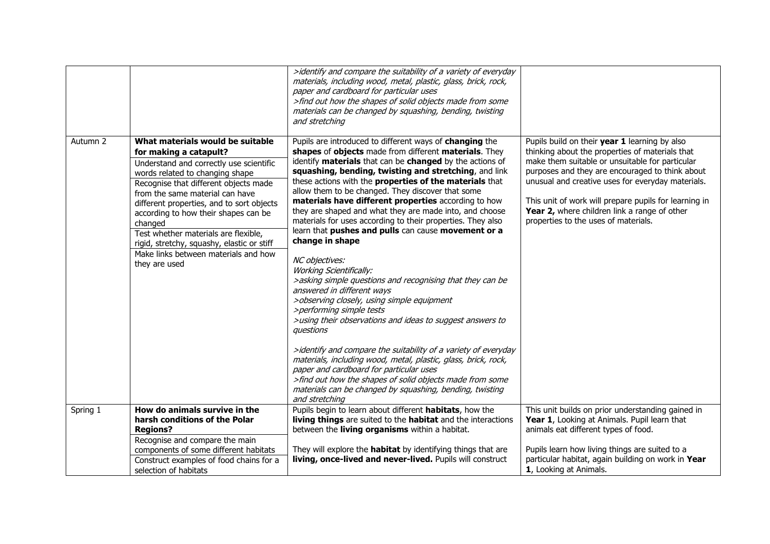| | | | |
|---|---|---|---|
| | | *>identify and compare the suitability of a variety of everyday materials, including wood, metal, plastic, glass, brick, rock, paper and cardboard for particular uses*<br>*>find out how the shapes of solid objects made from some materials can be changed by squashing, bending, twisting and stretching* | |
| Autumn 2 | **What materials would be suitable for making a catapult?**<br>Understand and correctly use scientific words related to changing shape<br>Recognise that different objects made from the same material can have different properties, and to sort objects according to how their shapes can be changed<br>Test whether materials are flexible, rigid, stretchy, squashy, elastic or stiff<br>Make links between materials and how they are used | Pupils are introduced to different ways of **changing** the **shapes** of **objects** made from different **materials**. They identify **materials** that can be **changed** by the actions of **squashing, bending, twisting and stretching**, and link these actions with the **properties of the materials** that allow them to be changed. They discover that some **materials have different properties** according to how they are shaped and what they are made into, and choose materials for uses according to their properties. They also learn that **pushes and pulls** can cause **movement or a change in shape**<br><br>*NC objectives:*<br>*Working Scientifically:*<br>*>asking simple questions and recognising that they can be answered in different ways*<br>*>observing closely, using simple equipment*<br>*>performing simple tests*<br>*>using their observations and ideas to suggest answers to questions*<br><br>*>identify and compare the suitability of a variety of everyday materials, including wood, metal, plastic, glass, brick, rock, paper and cardboard for particular uses*<br>*>find out how the shapes of solid objects made from some materials can be changed by squashing, bending, twisting and stretching* | Pupils build on their **year 1** learning by also thinking about the properties of materials that make them suitable or unsuitable for particular purposes and they are encouraged to think about unusual and creative uses for everyday materials.<br><br>This unit of work will prepare pupils for learning in **Year 2,** where children link a range of other properties to the uses of materials. |
| Spring 1 | **How do animals survive in the harsh conditions of the Polar Regions?**<br>Recognise and compare the main components of some different habitats<br>Construct examples of food chains for a selection of habitats | Pupils begin to learn about different **habitats**, how the **living things** are suited to the **habitat** and the interactions between the **living organisms** within a habitat.<br><br>They will explore the **habitat** by identifying things that are **living, once-lived and never-lived.** Pupils will construct | This unit builds on prior understanding gained in **Year 1**, Looking at Animals. Pupil learn that animals eat different types of food.<br><br>Pupils learn how living things are suited to a particular habitat, again building on work in **Year 1**, Looking at Animals. |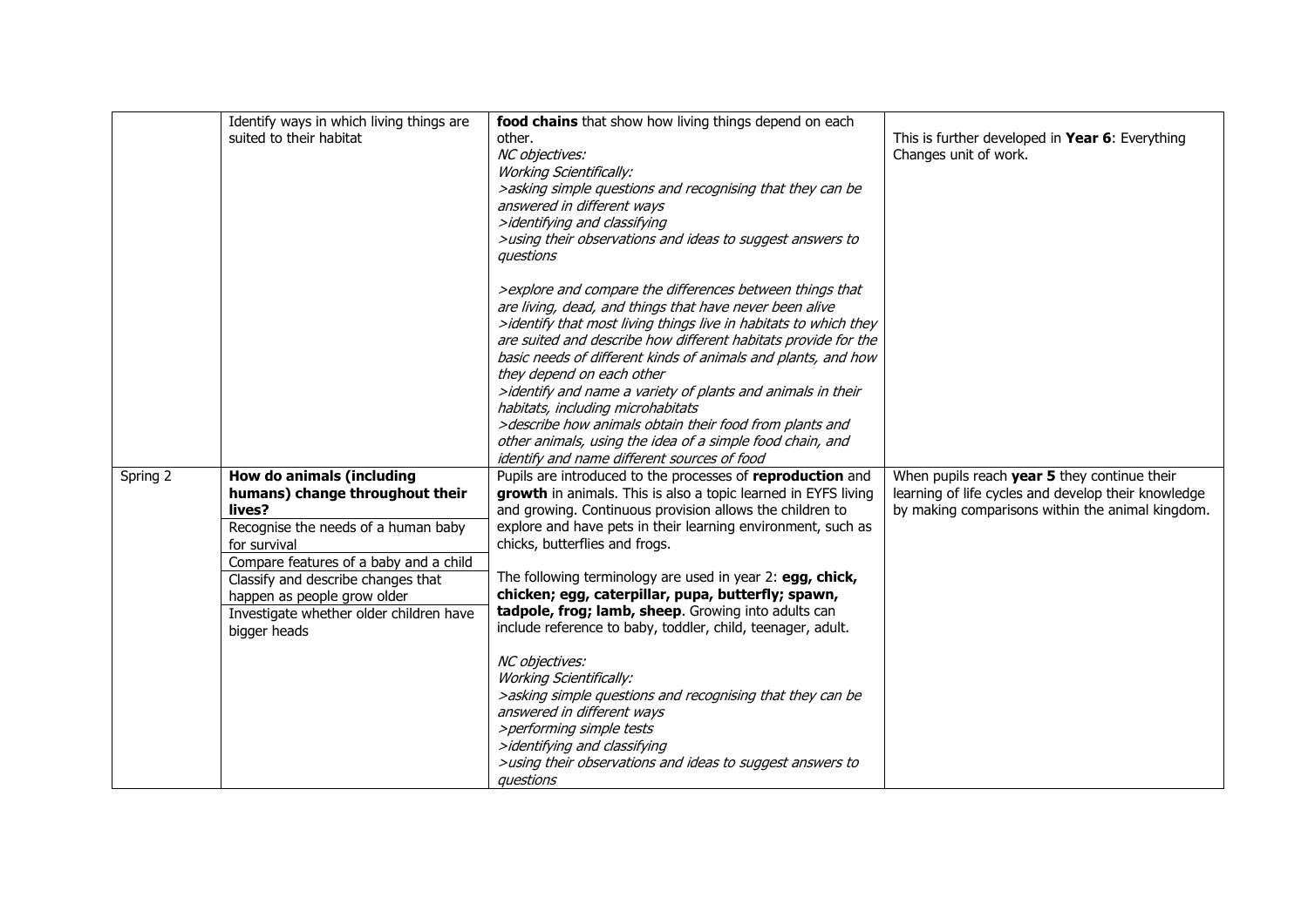| | | | |
|---|---|---|---|
| | Identify ways in which living things are suited to their habitat | **food chains** that show how living things depend on each other.<br>*NC objectives:*<br>*Working Scientifically:*<br>*>asking simple questions and recognising that they can be answered in different ways*<br>*>identifying and classifying*<br>*>using their observations and ideas to suggest answers to questions*<br><br>*>explore and compare the differences between things that are living, dead, and things that have never been alive*<br>*>identify that most living things live in habitats to which they are suited and describe how different habitats provide for the basic needs of different kinds of animals and plants, and how they depend on each other*<br>*>identify and name a variety of plants and animals in their habitats, including microhabitats*<br>*>describe how animals obtain their food from plants and other animals, using the idea of a simple food chain, and identify and name different sources of food* | This is further developed in **Year 6**: Everything Changes unit of work. |
| Spring 2 | **How do animals (including humans) change throughout their lives?**<br>Recognise the needs of a human baby for survival<br>Compare features of a baby and a child<br>Classify and describe changes that happen as people grow older<br>Investigate whether older children have bigger heads | Pupils are introduced to the processes of **reproduction** and **growth** in animals. This is also a topic learned in EYFS living and growing. Continuous provision allows the children to explore and have pets in their learning environment, such as chicks, butterflies and frogs.<br><br>The following terminology are used in year 2: **egg, chick, chicken; egg, caterpillar, pupa, butterfly; spawn, tadpole, frog; lamb, sheep**. Growing into adults can include reference to baby, toddler, child, teenager, adult.<br><br>*NC objectives:*<br>*Working Scientifically:*<br>*>asking simple questions and recognising that they can be answered in different ways*<br>*>performing simple tests*<br>*>identifying and classifying*<br>*>using their observations and ideas to suggest answers to questions* | When pupils reach **year 5** they continue their learning of life cycles and develop their knowledge by making comparisons within the animal kingdom. |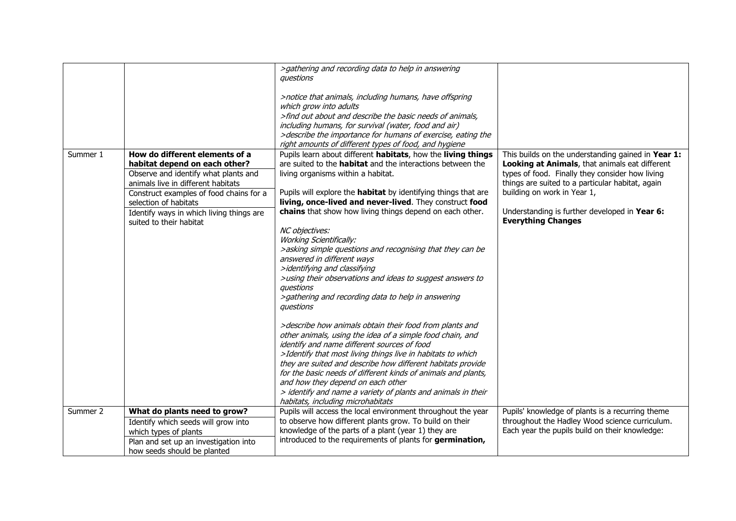| | | | |
|---|---|---|---|
| | | *>gathering and recording data to help in answering questions*<br><br>*>notice that animals, including humans, have offspring which grow into adults*<br>*>find out about and describe the basic needs of animals, including humans, for survival (water, food and air)*<br>*>describe the importance for humans of exercise, eating the right amounts of different types of food, and hygiene* | |
| Summer 1 | **How do different elements of a habitat depend on each other?**<br>Observe and identify what plants and animals live in different habitats<br>Construct examples of food chains for a selection of habitats<br>Identify ways in which living things are suited to their habitat | Pupils learn about different **habitats**, how the **living things** are suited to the **habitat** and the interactions between the living organisms within a habitat.<br><br>Pupils will explore the **habitat** by identifying things that are **living, once-lived and never-lived**. They construct **food chains** that show how living things depend on each other.<br><br>*NC objectives:*<br>*Working Scientifically:*<br>*>asking simple questions and recognising that they can be answered in different ways*<br>*>identifying and classifying*<br>*>using their observations and ideas to suggest answers to questions*<br>*>gathering and recording data to help in answering questions*<br><br>*>describe how animals obtain their food from plants and other animals, using the idea of a simple food chain, and identify and name different sources of food*<br>*>Identify that most living things live in habitats to which they are suited and describe how different habitats provide for the basic needs of different kinds of animals and plants, and how they depend on each other*<br>*> identify and name a variety of plants and animals in their habitats, including microhabitats* | This builds on the understanding gained in **Year 1: Looking at Animals**, that animals eat different types of food. Finally they consider how living things are suited to a particular habitat, again building on work in Year 1,<br><br>Understanding is further developed in **Year 6: Everything Changes** |
| Summer 2 | **What do plants need to grow?**<br>Identify which seeds will grow into which types of plants<br>Plan and set up an investigation into how seeds should be planted | Pupils will access the local environment throughout the year to observe how different plants grow. To build on their knowledge of the parts of a plant (year 1) they are introduced to the requirements of plants for **germination,** | Pupils' knowledge of plants is a recurring theme throughout the Hadley Wood science curriculum. Each year the pupils build on their knowledge: |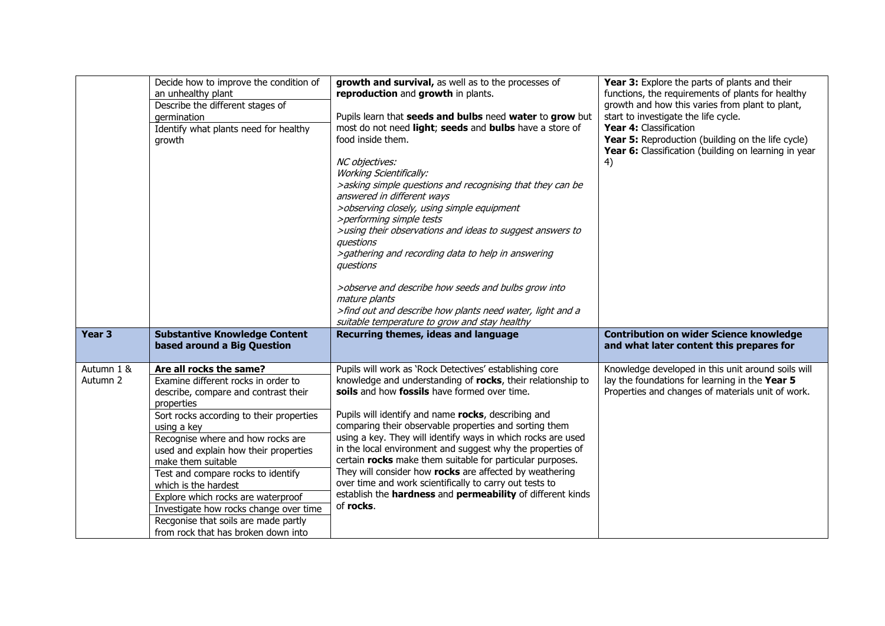|  | Decide how to improve the condition of an unhealthy plant<br>Describe the different stages of germination<br>Identify what plants need for healthy growth | **growth and survival,** as well as to the processes of **reproduction** and **growth** in plants.<br><br>Pupils learn that **seeds and bulbs** need **water** to **grow** but most do not need **light**; **seeds** and **bulbs** have a store of food inside them.<br><br>*NC objectives:*<br>*Working Scientifically:*<br>*>asking simple questions and recognising that they can be answered in different ways*<br>*>observing closely, using simple equipment*<br>*>performing simple tests*<br>*>using their observations and ideas to suggest answers to questions*<br>*>gathering and recording data to help in answering questions*<br><br>*>observe and describe how seeds and bulbs grow into mature plants*<br>*>find out and describe how plants need water, light and a suitable temperature to grow and stay healthy* | **Year 3:** Explore the parts of plants and their functions, the requirements of plants for healthy growth and how this varies from plant to plant, start to investigate the life cycle.<br>**Year 4:** Classification<br>**Year 5:** Reproduction (building on the life cycle)<br>**Year 6:** Classification (building on learning in year 4) |
|---|---|---|---|
| **Year 3** | **Substantive Knowledge Content based around a Big Question** | **Recurring themes, ideas and language** | **Contribution on wider Science knowledge and what later content this prepares for** |
| Autumn 1 & Autumn 2 | **Are all rocks the same?**<br>Examine different rocks in order to describe, compare and contrast their properties<br>Sort rocks according to their properties using a key<br>Recognise where and how rocks are used and explain how their properties make them suitable<br>Test and compare rocks to identify which is the hardest<br>Explore which rocks are waterproof<br>Investigate how rocks change over time<br>Recgonise that soils are made partly from rock that has broken down into | Pupils will work as 'Rock Detectives' establishing core knowledge and understanding of **rocks**, their relationship to **soils** and how **fossils** have formed over time.<br><br>Pupils will identify and name **rocks**, describing and comparing their observable properties and sorting them using a key. They will identify ways in which rocks are used in the local environment and suggest why the properties of certain **rocks** make them suitable for particular purposes. They will consider how **rocks** are affected by weathering over time and work scientifically to carry out tests to establish the **hardness** and **permeability** of different kinds of **rocks**. | Knowledge developed in this unit around soils will lay the foundations for learning in the **Year 5** Properties and changes of materials unit of work. |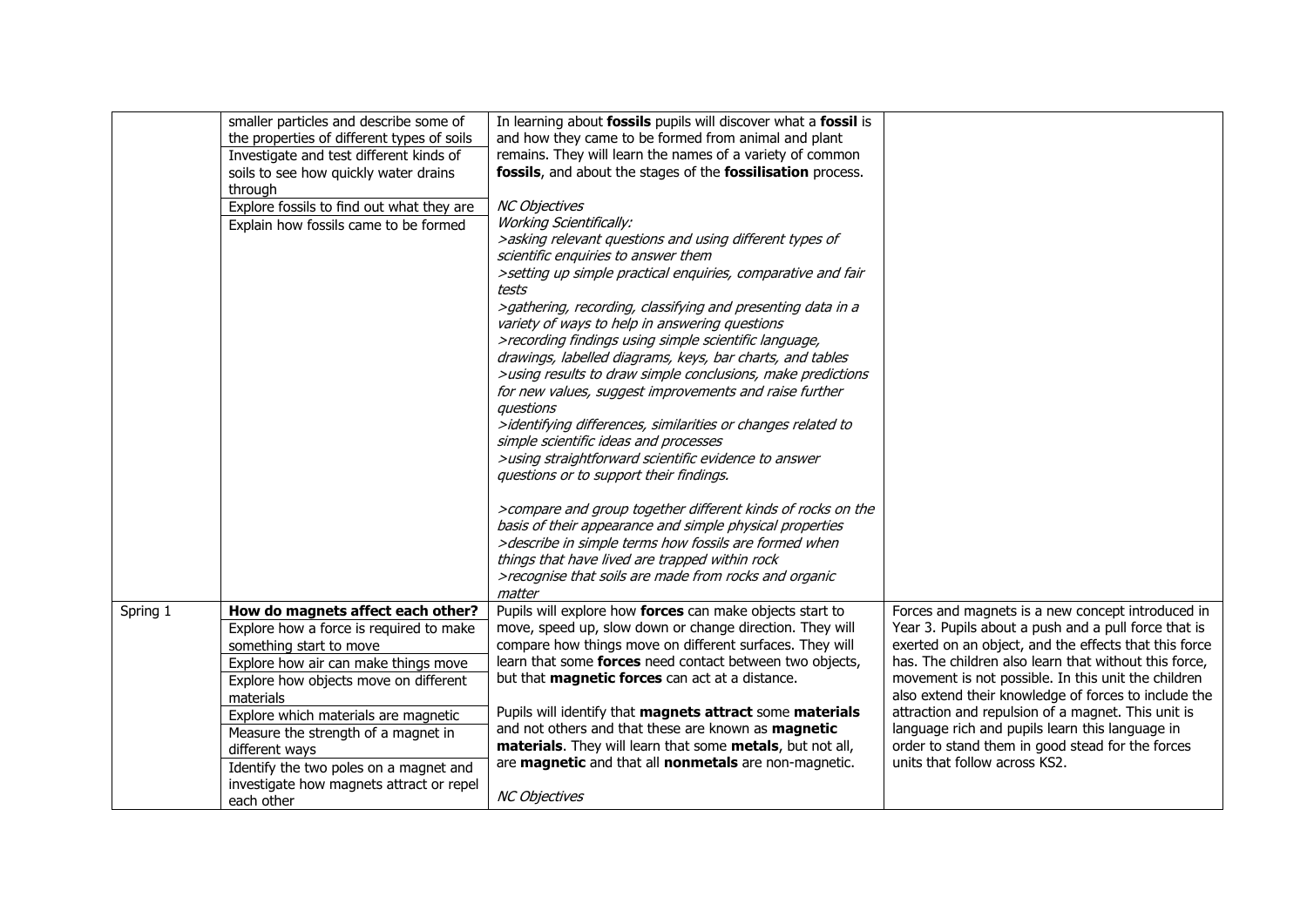|  |  |  |  |
|---|---|---|---|
|  | smaller particles and describe some of the properties of different types of soils<br>Investigate and test different kinds of soils to see how quickly water drains through<br>Explore fossils to find out what they are<br>Explain how fossils came to be formed | In learning about **fossils** pupils will discover what a **fossil** is and how they came to be formed from animal and plant remains. They will learn the names of a variety of common **fossils**, and about the stages of the **fossilisation** process.<br><br>*NC Objectives*<br>*Working Scientifically:*<br>*>asking relevant questions and using different types of scientific enquiries to answer them*<br>*>setting up simple practical enquiries, comparative and fair tests*<br>*>gathering, recording, classifying and presenting data in a variety of ways to help in answering questions*<br>*>recording findings using simple scientific language, drawings, labelled diagrams, keys, bar charts, and tables*<br>*>using results to draw simple conclusions, make predictions for new values, suggest improvements and raise further questions*<br>*>identifying differences, similarities or changes related to simple scientific ideas and processes*<br>*>using straightforward scientific evidence to answer questions or to support their findings.*<br><br>*>compare and group together different kinds of rocks on the basis of their appearance and simple physical properties*<br>*>describe in simple terms how fossils are formed when things that have lived are trapped within rock*<br>*>recognise that soils are made from rocks and organic matter* |  |
| Spring 1 | **How do magnets affect each other?**<br>Explore how a force is required to make something start to move<br>Explore how air can make things move<br>Explore how objects move on different materials<br>Explore which materials are magnetic<br>Measure the strength of a magnet in different ways<br>Identify the two poles on a magnet and investigate how magnets attract or repel each other | Pupils will explore how **forces** can make objects start to move, speed up, slow down or change direction. They will compare how things move on different surfaces. They will learn that some **forces** need contact between two objects, but that **magnetic forces** can act at a distance.<br><br>Pupils will identify that **magnets attract** some **materials** and not others and that these are known as **magnetic materials**. They will learn that some **metals**, but not all, are **magnetic** and that all **nonmetals** are non-magnetic.<br><br>*NC Objectives* | Forces and magnets is a new concept introduced in Year 3. Pupils about a push and a pull force that is exerted on an object, and the effects that this force has. The children also learn that without this force, movement is not possible. In this unit the children also extend their knowledge of forces to include the attraction and repulsion of a magnet. This unit is language rich and pupils learn this language in order to stand them in good stead for the forces units that follow across KS2. |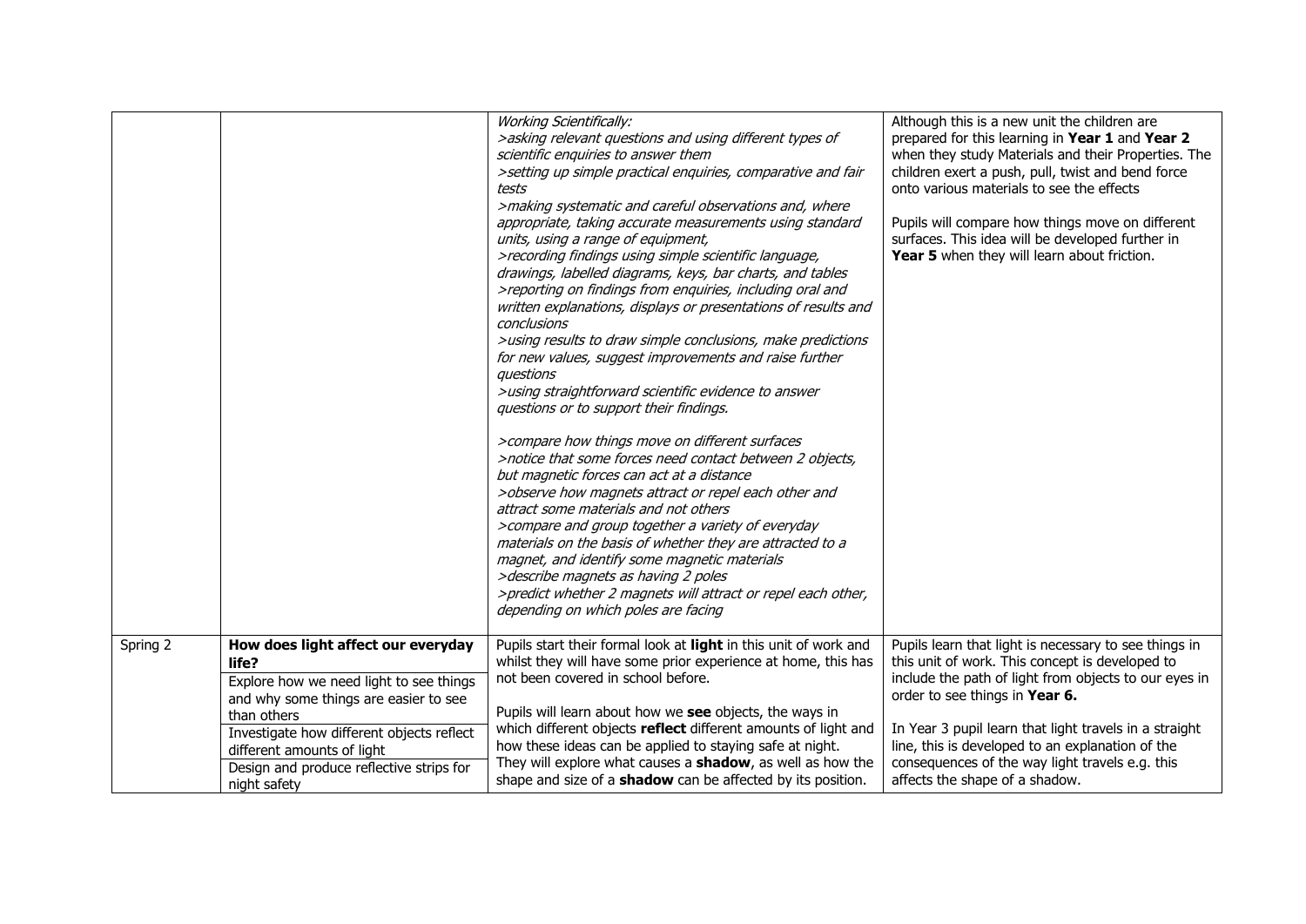| | | | |
|---|---|---|---|
| | | *Working Scientifically:*<br>*>asking relevant questions and using different types of scientific enquiries to answer them*<br>*>setting up simple practical enquiries, comparative and fair tests*<br>*>making systematic and careful observations and, where appropriate, taking accurate measurements using standard units, using a range of equipment,*<br>*>recording findings using simple scientific language, drawings, labelled diagrams, keys, bar charts, and tables*<br>*>reporting on findings from enquiries, including oral and written explanations, displays or presentations of results and conclusions*<br>*>using results to draw simple conclusions, make predictions for new values, suggest improvements and raise further questions*<br>*>using straightforward scientific evidence to answer questions or to support their findings.*<br><br>*>compare how things move on different surfaces*<br>*>notice that some forces need contact between 2 objects, but magnetic forces can act at a distance*<br>*>observe how magnets attract or repel each other and attract some materials and not others*<br>*>compare and group together a variety of everyday materials on the basis of whether they are attracted to a magnet, and identify some magnetic materials*<br>*>describe magnets as having 2 poles*<br>*>predict whether 2 magnets will attract or repel each other, depending on which poles are facing* | Although this is a new unit the children are prepared for this learning in **Year 1** and **Year 2** when they study Materials and their Properties. The children exert a push, pull, twist and bend force onto various materials to see the effects<br><br>Pupils will compare how things move on different surfaces. This idea will be developed further in **Year 5** when they will learn about friction. |
| Spring 2 | **How does light affect our everyday life?**<br>Explore how we need light to see things and why some things are easier to see than others<br>Investigate how different objects reflect different amounts of light<br>Design and produce reflective strips for night safety | Pupils start their formal look at **light** in this unit of work and whilst they will have some prior experience at home, this has not been covered in school before.<br><br>Pupils will learn about how we **see** objects, the ways in which different objects **reflect** different amounts of light and how these ideas can be applied to staying safe at night. They will explore what causes a **shadow**, as well as how the shape and size of a **shadow** can be affected by its position. | Pupils learn that light is necessary to see things in this unit of work. This concept is developed to include the path of light from objects to our eyes in order to see things in **Year 6.**<br><br>In Year 3 pupil learn that light travels in a straight line, this is developed to an explanation of the consequences of the way light travels e.g. this affects the shape of a shadow. |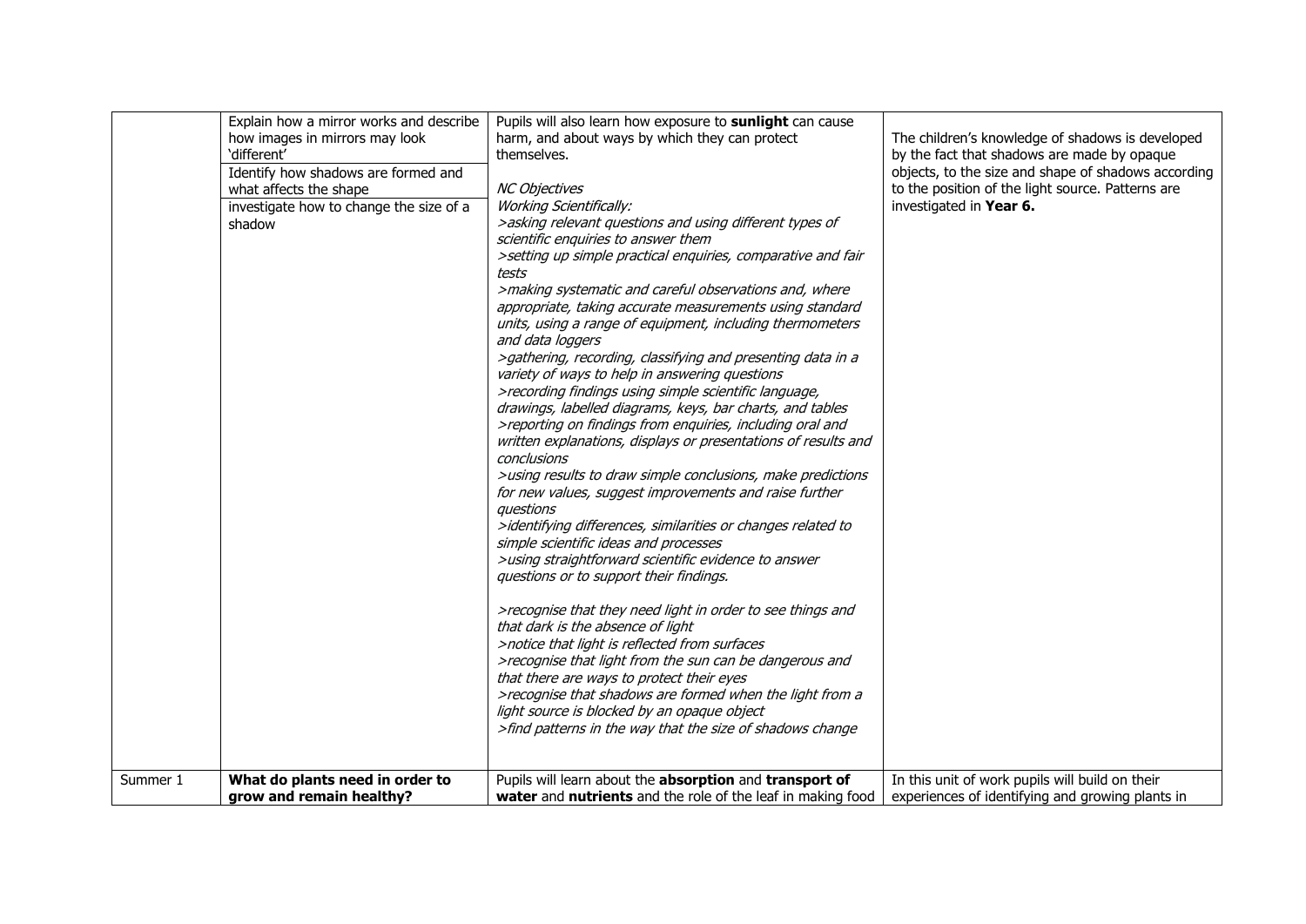| | | | |
|---|---|---|---|
| | Explain how a mirror works and describe how images in mirrors may look 'different'<br>Identify how shadows are formed and what affects the shape<br>investigate how to change the size of a shadow | Pupils will also learn how exposure to **sunlight** can cause harm, and about ways by which they can protect themselves.<br><br>*NC Objectives*<br>*Working Scientifically:*<br>*>asking relevant questions and using different types of scientific enquiries to answer them*<br>*>setting up simple practical enquiries, comparative and fair tests*<br>*>making systematic and careful observations and, where appropriate, taking accurate measurements using standard units, using a range of equipment, including thermometers and data loggers*<br>*>gathering, recording, classifying and presenting data in a variety of ways to help in answering questions*<br>*>recording findings using simple scientific language, drawings, labelled diagrams, keys, bar charts, and tables*<br>*>reporting on findings from enquiries, including oral and written explanations, displays or presentations of results and conclusions*<br>*>using results to draw simple conclusions, make predictions for new values, suggest improvements and raise further questions*<br>*>identifying differences, similarities or changes related to simple scientific ideas and processes*<br>*>using straightforward scientific evidence to answer questions or to support their findings.*<br><br>*>recognise that they need light in order to see things and that dark is the absence of light*<br>*>notice that light is reflected from surfaces*<br>*>recognise that light from the sun can be dangerous and that there are ways to protect their eyes*<br>*>recognise that shadows are formed when the light from a light source is blocked by an opaque object*<br>*>find patterns in the way that the size of shadows change* | The children's knowledge of shadows is developed by the fact that shadows are made by opaque objects, to the size and shape of shadows according to the position of the light source. Patterns are investigated in **Year 6.** |
| Summer 1 | **What do plants need in order to grow and remain healthy?** | Pupils will learn about the **absorption** and **transport of water** and **nutrients** and the role of the leaf in making food | In this unit of work pupils will build on their experiences of identifying and growing plants in |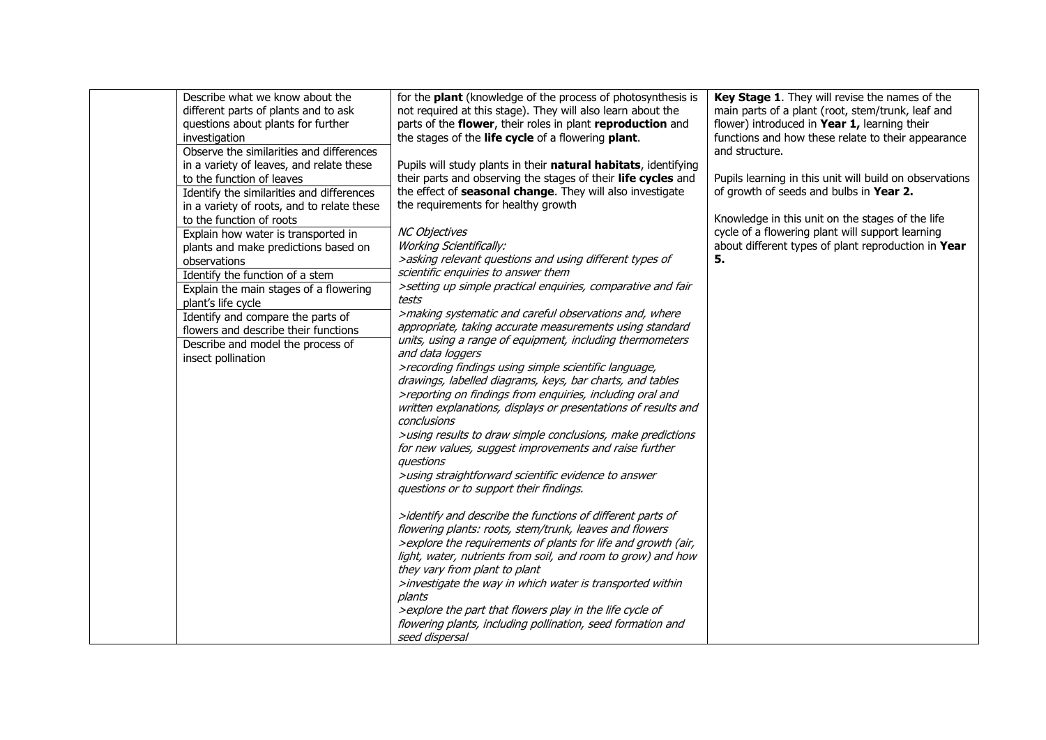| | | | |
|---|---|---|---|
| | Describe what we know about the different parts of plants and to ask questions about plants for further investigation<br>Observe the similarities and differences in a variety of leaves, and relate these to the function of leaves<br>Identify the similarities and differences in a variety of roots, and to relate these to the function of roots<br>Explain how water is transported in plants and make predictions based on observations<br>Identify the function of a stem<br>Explain the main stages of a flowering plant's life cycle<br>Identify and compare the parts of flowers and describe their functions<br>Describe and model the process of insect pollination | for the **plant** (knowledge of the process of photosynthesis is not required at this stage). They will also learn about the parts of the **flower**, their roles in plant **reproduction** and the stages of the **life cycle** of a flowering **plant**.<br><br>Pupils will study plants in their **natural habitats**, identifying their parts and observing the stages of their **life cycles** and the effect of **seasonal change**. They will also investigate the requirements for healthy growth<br><br>*NC Objectives*<br>*Working Scientifically:*<br>*>asking relevant questions and using different types of scientific enquiries to answer them*<br>*>setting up simple practical enquiries, comparative and fair tests*<br>*>making systematic and careful observations and, where appropriate, taking accurate measurements using standard units, using a range of equipment, including thermometers and data loggers*<br>*>recording findings using simple scientific language, drawings, labelled diagrams, keys, bar charts, and tables*<br>*>reporting on findings from enquiries, including oral and written explanations, displays or presentations of results and conclusions*<br>*>using results to draw simple conclusions, make predictions for new values, suggest improvements and raise further questions*<br>*>using straightforward scientific evidence to answer questions or to support their findings.*<br><br>*>identify and describe the functions of different parts of flowering plants: roots, stem/trunk, leaves and flowers*<br>*>explore the requirements of plants for life and growth (air, light, water, nutrients from soil, and room to grow) and how they vary from plant to plant*<br>*>investigate the way in which water is transported within plants*<br>*>explore the part that flowers play in the life cycle of flowering plants, including pollination, seed formation and seed dispersal* | **Key Stage 1**. They will revise the names of the main parts of a plant (root, stem/trunk, leaf and flower) introduced in **Year 1,** learning their functions and how these relate to their appearance and structure.<br><br>Pupils learning in this unit will build on observations of growth of seeds and bulbs in **Year 2.**<br><br>Knowledge in this unit on the stages of the life cycle of a flowering plant will support learning about different types of plant reproduction in **Year 5.** |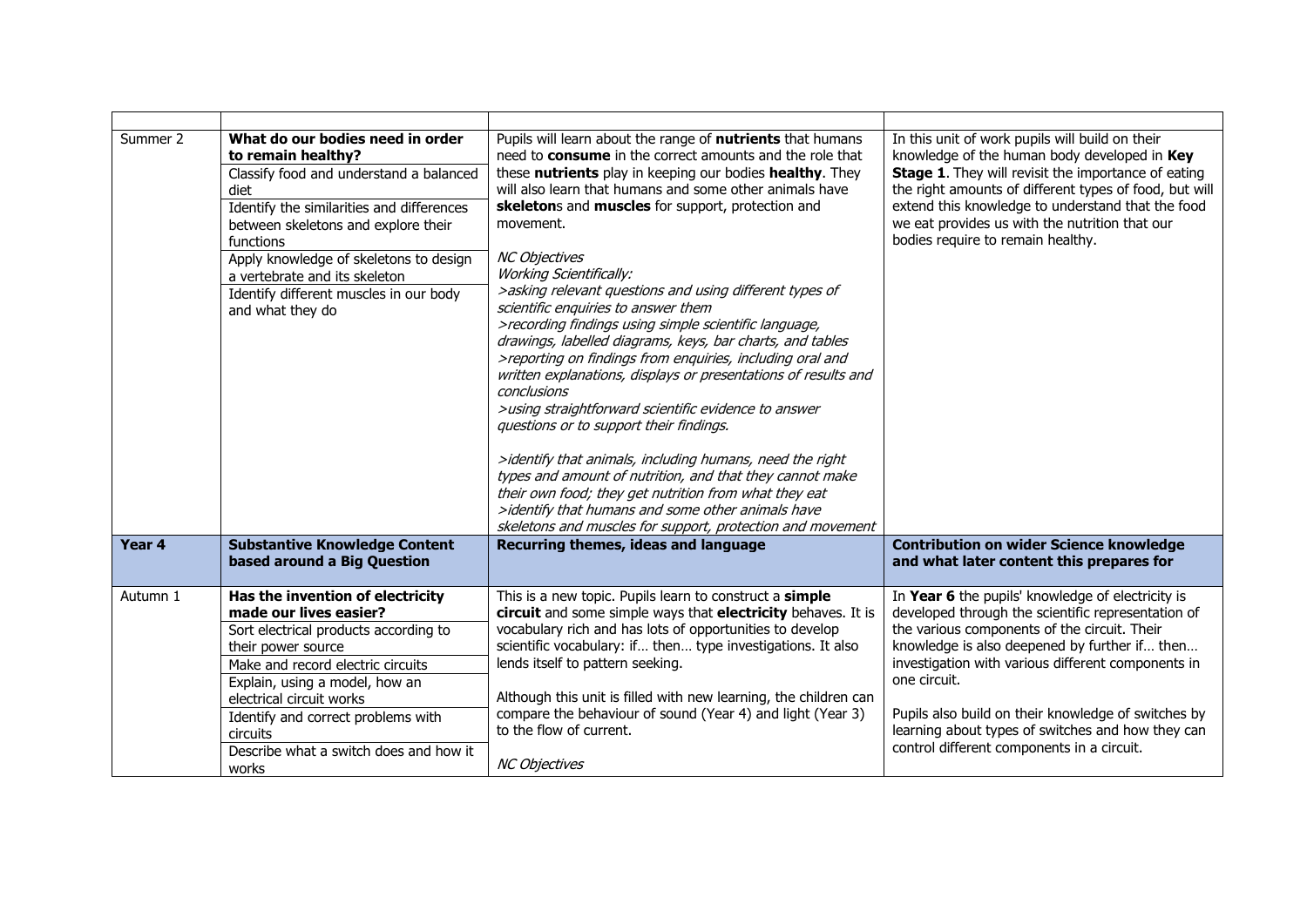| | | | |
|---|---|---|---|
| Summer 2 | **What do our bodies need in order to remain healthy?**<br>Classify food and understand a balanced diet<br>Identify the similarities and differences between skeletons and explore their functions<br>Apply knowledge of skeletons to design a vertebrate and its skeleton<br>Identify different muscles in our body and what they do | Pupils will learn about the range of **nutrients** that humans need to **consume** in the correct amounts and the role that these **nutrients** play in keeping our bodies **healthy**. They will also learn that humans and some other animals have **skeleton**s and **muscles** for support, protection and movement.<br><br>*NC Objectives*<br>*Working Scientifically:*<br>*>asking relevant questions and using different types of scientific enquiries to answer them*<br>*>recording findings using simple scientific language, drawings, labelled diagrams, keys, bar charts, and tables*<br>*>reporting on findings from enquiries, including oral and written explanations, displays or presentations of results and conclusions*<br>*>using straightforward scientific evidence to answer questions or to support their findings.*<br><br>*>identify that animals, including humans, need the right types and amount of nutrition, and that they cannot make their own food; they get nutrition from what they eat*<br>*>identify that humans and some other animals have skeletons and muscles for support, protection and movement* | In this unit of work pupils will build on their knowledge of the human body developed in **Key Stage 1**. They will revisit the importance of eating the right amounts of different types of food, but will extend this knowledge to understand that the food we eat provides us with the nutrition that our bodies require to remain healthy. |
| **Year 4** | **Substantive Knowledge Content based around a Big Question** | **Recurring themes, ideas and language** | **Contribution on wider Science knowledge and what later content this prepares for** |
| Autumn 1 | **Has the invention of electricity made our lives easier?**<br>Sort electrical products according to their power source<br>Make and record electric circuits<br>Explain, using a model, how an electrical circuit works<br>Identify and correct problems with circuits<br>Describe what a switch does and how it works | This is a new topic. Pupils learn to construct a **simple circuit** and some simple ways that **electricity** behaves. It is vocabulary rich and has lots of opportunities to develop scientific vocabulary: if… then… type investigations. It also lends itself to pattern seeking.<br><br>Although this unit is filled with new learning, the children can compare the behaviour of sound (Year 4) and light (Year 3) to the flow of current.<br><br>*NC Objectives* | In **Year 6** the pupils' knowledge of electricity is developed through the scientific representation of the various components of the circuit. Their knowledge is also deepened by further if… then… investigation with various different components in one circuit.<br><br>Pupils also build on their knowledge of switches by learning about types of switches and how they can control different components in a circuit. |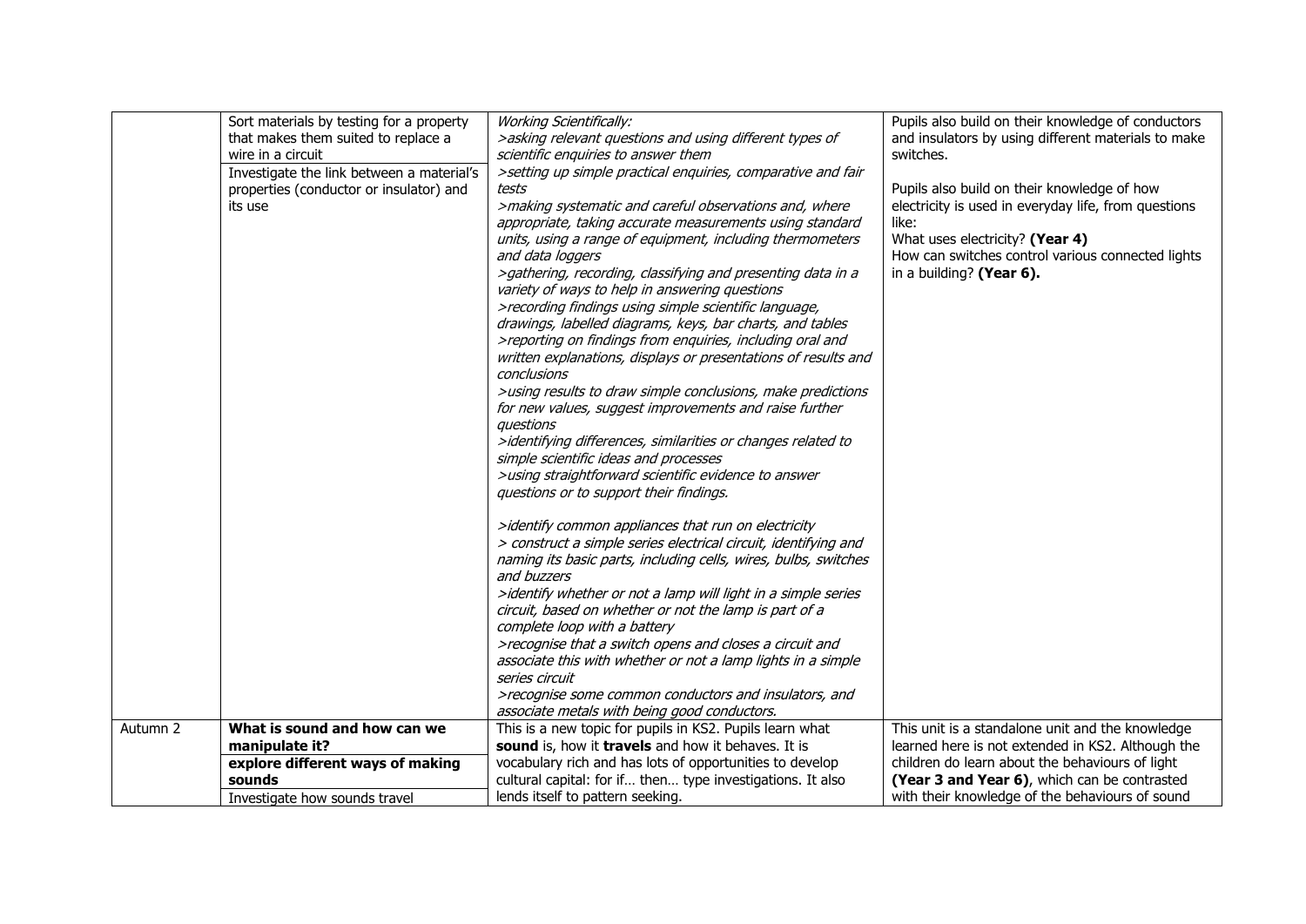| | | | |
|---|---|---|---|
| | Sort materials by testing for a property that makes them suited to replace a wire in a circuit<br>Investigate the link between a material's properties (conductor or insulator) and its use | *Working Scientifically:*<br>*>asking relevant questions and using different types of scientific enquiries to answer them*<br>*>setting up simple practical enquiries, comparative and fair tests*<br>*>making systematic and careful observations and, where appropriate, taking accurate measurements using standard units, using a range of equipment, including thermometers and data loggers*<br>*>gathering, recording, classifying and presenting data in a variety of ways to help in answering questions*<br>*>recording findings using simple scientific language, drawings, labelled diagrams, keys, bar charts, and tables*<br>*>reporting on findings from enquiries, including oral and written explanations, displays or presentations of results and conclusions*<br>*>using results to draw simple conclusions, make predictions for new values, suggest improvements and raise further questions*<br>*>identifying differences, similarities or changes related to simple scientific ideas and processes*<br>*>using straightforward scientific evidence to answer questions or to support their findings.*<br><br>*>identify common appliances that run on electricity*<br>*> construct a simple series electrical circuit, identifying and naming its basic parts, including cells, wires, bulbs, switches and buzzers*<br>*>identify whether or not a lamp will light in a simple series circuit, based on whether or not the lamp is part of a complete loop with a battery*<br>*>recognise that a switch opens and closes a circuit and associate this with whether or not a lamp lights in a simple series circuit*<br>*>recognise some common conductors and insulators, and associate metals with being good conductors.* | Pupils also build on their knowledge of conductors and insulators by using different materials to make switches.<br><br>Pupils also build on their knowledge of how electricity is used in everyday life, from questions like:<br>What uses electricity? **(Year 4)**<br>How can switches control various connected lights in a building? **(Year 6).** |
| Autumn 2 | **What is sound and how can we manipulate it?**<br>**explore different ways of making sounds**<br>Investigate how sounds travel | This is a new topic for pupils in KS2. Pupils learn what **sound** is, how it **travels** and how it behaves. It is vocabulary rich and has lots of opportunities to develop cultural capital: for if… then… type investigations. It also lends itself to pattern seeking. | This unit is a standalone unit and the knowledge learned here is not extended in KS2. Although the children do learn about the behaviours of light **(Year 3 and Year 6)**, which can be contrasted with their knowledge of the behaviours of sound |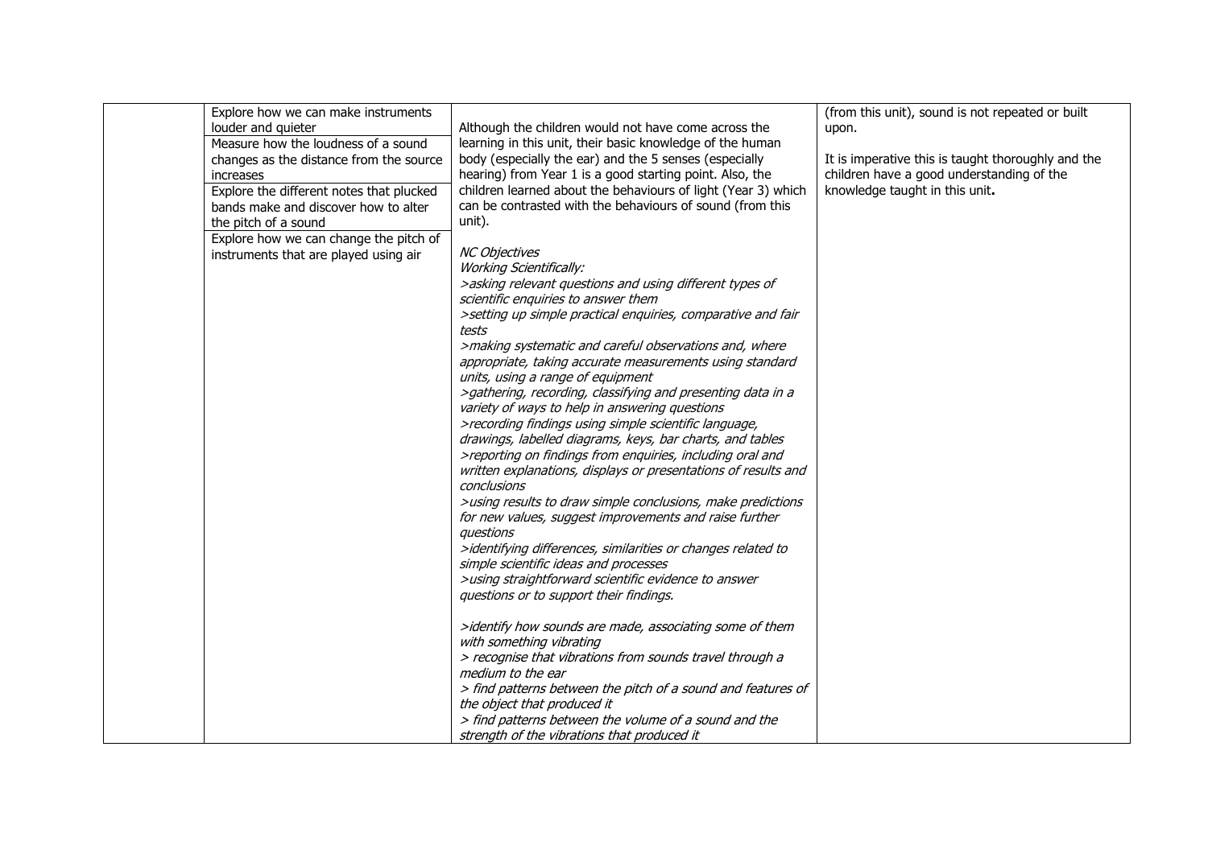| | | | |
|---|---|---|---|
| | Explore how we can make instruments louder and quieter<br>Measure how the loudness of a sound changes as the distance from the source increases<br>Explore the different notes that plucked bands make and discover how to alter the pitch of a sound<br>Explore how we can change the pitch of instruments that are played using air | Although the children would not have come across the learning in this unit, their basic knowledge of the human body (especially the ear) and the 5 senses (especially hearing) from Year 1 is a good starting point. Also, the children learned about the behaviours of light (Year 3) which can be contrasted with the behaviours of sound (from this unit).<br><br>*NC Objectives*<br>*Working Scientifically:*<br>*>asking relevant questions and using different types of scientific enquiries to answer them*<br>*>setting up simple practical enquiries, comparative and fair tests*<br>*>making systematic and careful observations and, where appropriate, taking accurate measurements using standard units, using a range of equipment*<br>*>gathering, recording, classifying and presenting data in a variety of ways to help in answering questions*<br>*>recording findings using simple scientific language, drawings, labelled diagrams, keys, bar charts, and tables*<br>*>reporting on findings from enquiries, including oral and written explanations, displays or presentations of results and conclusions*<br>*>using results to draw simple conclusions, make predictions for new values, suggest improvements and raise further questions*<br>*>identifying differences, similarities or changes related to simple scientific ideas and processes*<br>*>using straightforward scientific evidence to answer questions or to support their findings.*<br><br>*>identify how sounds are made, associating some of them with something vibrating*<br>*> recognise that vibrations from sounds travel through a medium to the ear*<br>*> find patterns between the pitch of a sound and features of the object that produced it*<br>*> find patterns between the volume of a sound and the strength of the vibrations that produced it* | (from this unit), sound is not repeated or built upon.<br><br>It is imperative this is taught thoroughly and the children have a good understanding of the knowledge taught in this unit**.** |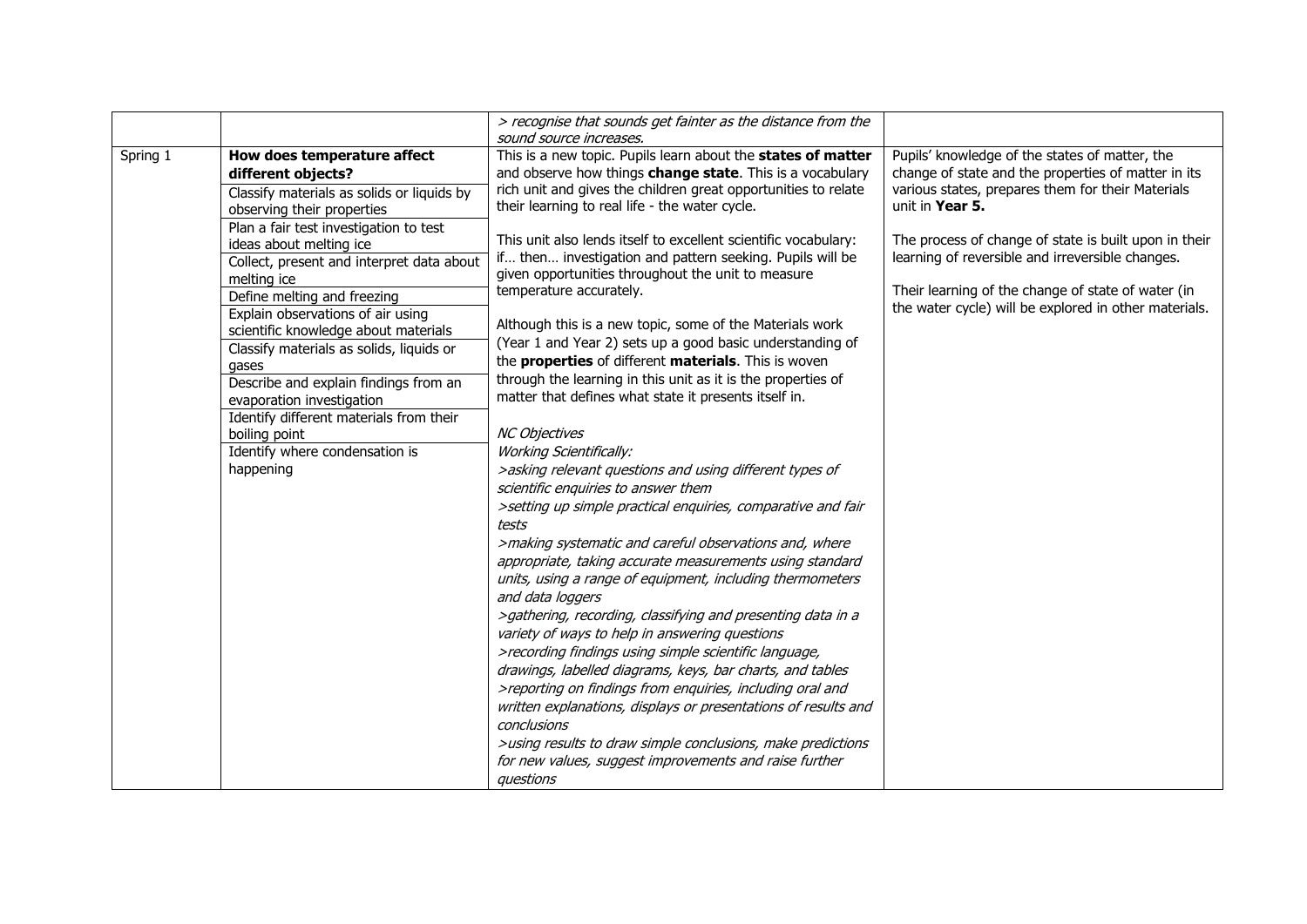| | | | |
|---|---|---|---|
| | | > recognise that sounds get fainter as the distance from the sound source increases. | |
| Spring 1 | **How does temperature affect different objects?**<br>Classify materials as solids or liquids by observing their properties<br>Plan a fair test investigation to test ideas about melting ice<br>Collect, present and interpret data about melting ice<br>Define melting and freezing<br>Explain observations of air using scientific knowledge about materials<br>Classify materials as solids, liquids or gases<br>Describe and explain findings from an evaporation investigation<br>Identify different materials from their boiling point<br>Identify where condensation is happening | This is a new topic. Pupils learn about the **states of matter** and observe how things **change state**. This is a vocabulary rich unit and gives the children great opportunities to relate their learning to real life - the water cycle.<br><br>This unit also lends itself to excellent scientific vocabulary: if… then… investigation and pattern seeking. Pupils will be given opportunities throughout the unit to measure temperature accurately.<br><br>Although this is a new topic, some of the Materials work (Year 1 and Year 2) sets up a good basic understanding of the **properties** of different **materials**. This is woven through the learning in this unit as it is the properties of matter that defines what state it presents itself in.<br><br>*NC Objectives*<br>*Working Scientifically:*<br>*>asking relevant questions and using different types of scientific enquiries to answer them*<br>*>setting up simple practical enquiries, comparative and fair tests*<br>*>making systematic and careful observations and, where appropriate, taking accurate measurements using standard units, using a range of equipment, including thermometers and data loggers*<br>*>gathering, recording, classifying and presenting data in a variety of ways to help in answering questions*<br>*>recording findings using simple scientific language, drawings, labelled diagrams, keys, bar charts, and tables*<br>*>reporting on findings from enquiries, including oral and written explanations, displays or presentations of results and conclusions*<br>*>using results to draw simple conclusions, make predictions for new values, suggest improvements and raise further questions* | Pupils' knowledge of the states of matter, the change of state and the properties of matter in its various states, prepares them for their Materials unit in **Year 5.**<br><br>The process of change of state is built upon in their learning of reversible and irreversible changes.<br><br>Their learning of the change of state of water (in the water cycle) will be explored in other materials. |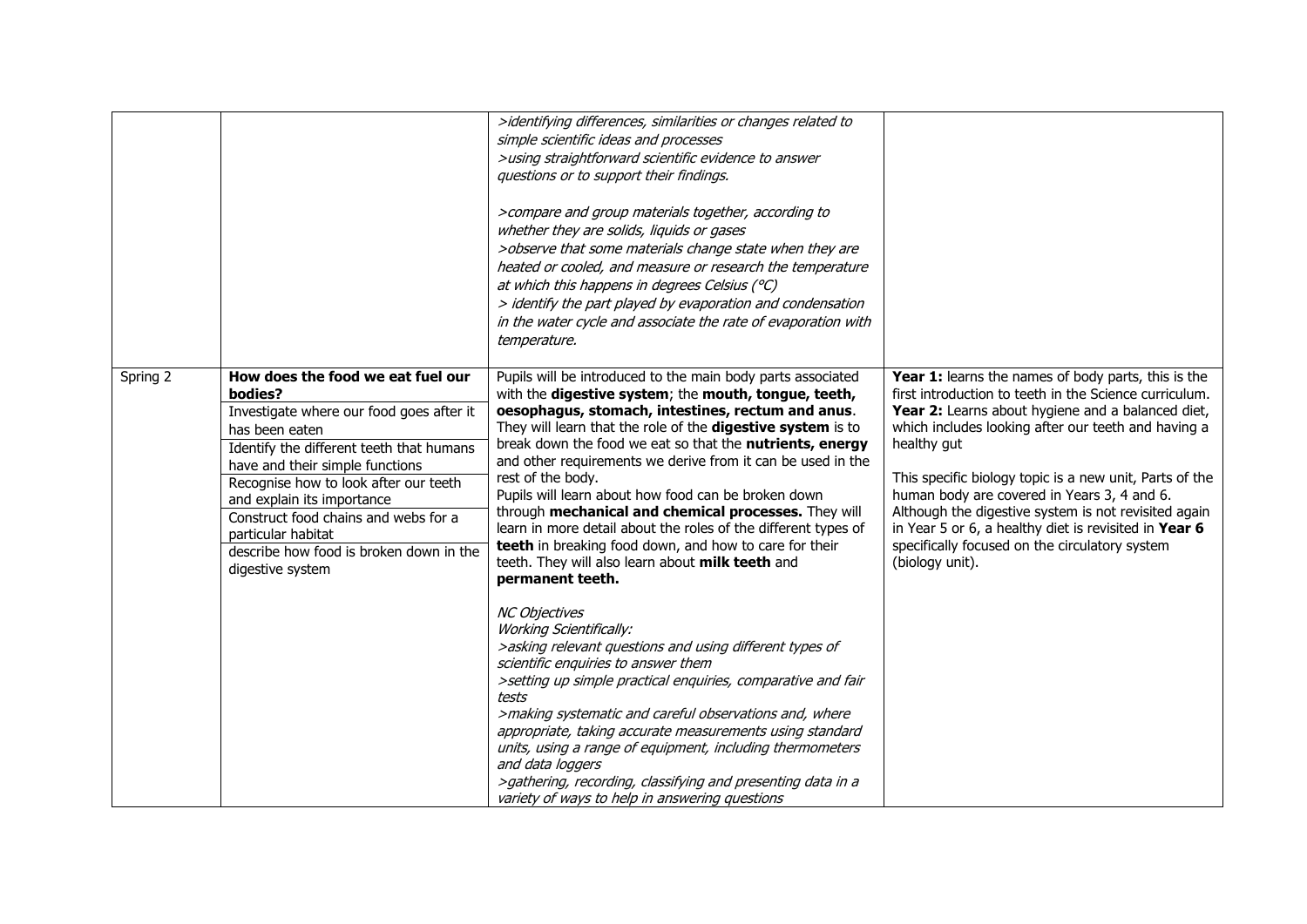| | | | |
|---|---|---|---|
| | | *>identifying differences, similarities or changes related to simple scientific ideas and processes*<br>*>using straightforward scientific evidence to answer questions or to support their findings.*<br><br>*>compare and group materials together, according to whether they are solids, liquids or gases*<br>*>observe that some materials change state when they are heated or cooled, and measure or research the temperature at which this happens in degrees Celsius (°C)*<br>*> identify the part played by evaporation and condensation in the water cycle and associate the rate of evaporation with temperature.* | |
| Spring 2 | **How does the food we eat fuel our bodies?**<br>Investigate where our food goes after it has been eaten<br>Identify the different teeth that humans have and their simple functions<br>Recognise how to look after our teeth and explain its importance<br>Construct food chains and webs for a particular habitat<br>describe how food is broken down in the digestive system | Pupils will be introduced to the main body parts associated with the **digestive system**; the **mouth, tongue, teeth, oesophagus, stomach, intestines, rectum and anus**. They will learn that the role of the **digestive system** is to break down the food we eat so that the **nutrients, energy** and other requirements we derive from it can be used in the rest of the body.<br>Pupils will learn about how food can be broken down through **mechanical and chemical processes.** They will learn in more detail about the roles of the different types of **teeth** in breaking food down, and how to care for their teeth. They will also learn about **milk teeth** and **permanent teeth.**<br><br>*NC Objectives*<br>*Working Scientifically:*<br>*>asking relevant questions and using different types of scientific enquiries to answer them*<br>*>setting up simple practical enquiries, comparative and fair tests*<br>*>making systematic and careful observations and, where appropriate, taking accurate measurements using standard units, using a range of equipment, including thermometers and data loggers*<br>*>gathering, recording, classifying and presenting data in a variety of ways to help in answering questions* | **Year 1:** learns the names of body parts, this is the first introduction to teeth in the Science curriculum.<br>**Year 2:** Learns about hygiene and a balanced diet, which includes looking after our teeth and having a healthy gut<br><br>This specific biology topic is a new unit, Parts of the human body are covered in Years 3, 4 and 6. Although the digestive system is not revisited again in Year 5 or 6, a healthy diet is revisited in **Year 6** specifically focused on the circulatory system (biology unit). |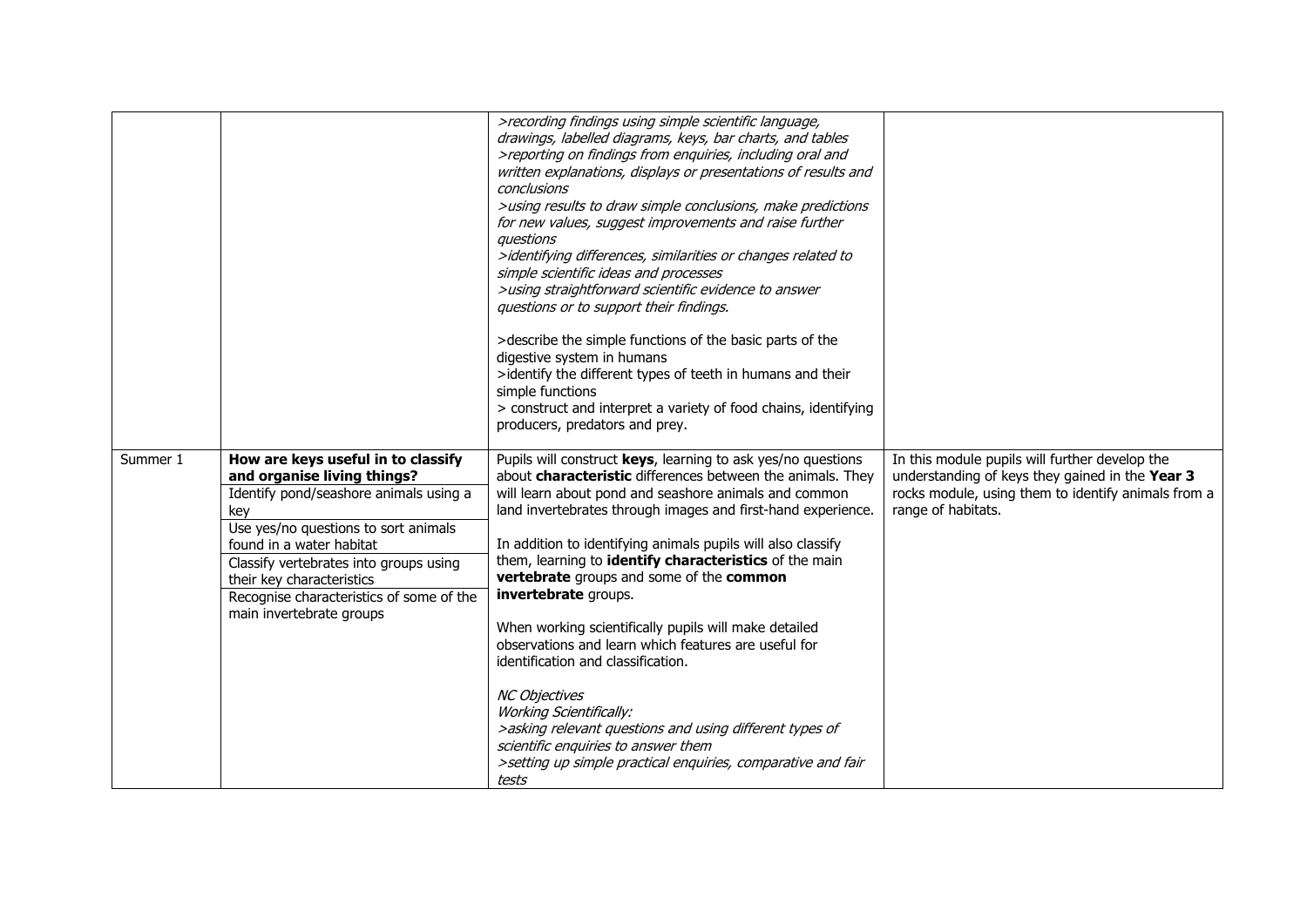| | | | |
|---|---|---|---|
| | | *>recording findings using simple scientific language, drawings, labelled diagrams, keys, bar charts, and tables*<br>*>reporting on findings from enquiries, including oral and written explanations, displays or presentations of results and conclusions*<br>*>using results to draw simple conclusions, make predictions for new values, suggest improvements and raise further questions*<br>*>identifying differences, similarities or changes related to simple scientific ideas and processes*<br>*>using straightforward scientific evidence to answer questions or to support their findings.*<br><br>>describe the simple functions of the basic parts of the digestive system in humans<br>>identify the different types of teeth in humans and their simple functions<br>> construct and interpret a variety of food chains, identifying producers, predators and prey. | |
| Summer 1 | **How are keys useful in to classify and organise living things?**<br>Identify pond/seashore animals using a key<br>Use yes/no questions to sort animals found in a water habitat<br>Classify vertebrates into groups using their key characteristics<br>Recognise characteristics of some of the main invertebrate groups | Pupils will construct **keys**, learning to ask yes/no questions about **characteristic** differences between the animals. They will learn about pond and seashore animals and common land invertebrates through images and first-hand experience.<br><br>In addition to identifying animals pupils will also classify them, learning to **identify characteristics** of the main **vertebrate** groups and some of the **common invertebrate** groups.<br><br>When working scientifically pupils will make detailed observations and learn which features are useful for identification and classification.<br><br>*NC Objectives*<br>*Working Scientifically:*<br>*>asking relevant questions and using different types of scientific enquiries to answer them*<br>*>setting up simple practical enquiries, comparative and fair tests* | In this module pupils will further develop the understanding of keys they gained in the **Year 3** rocks module, using them to identify animals from a range of habitats. |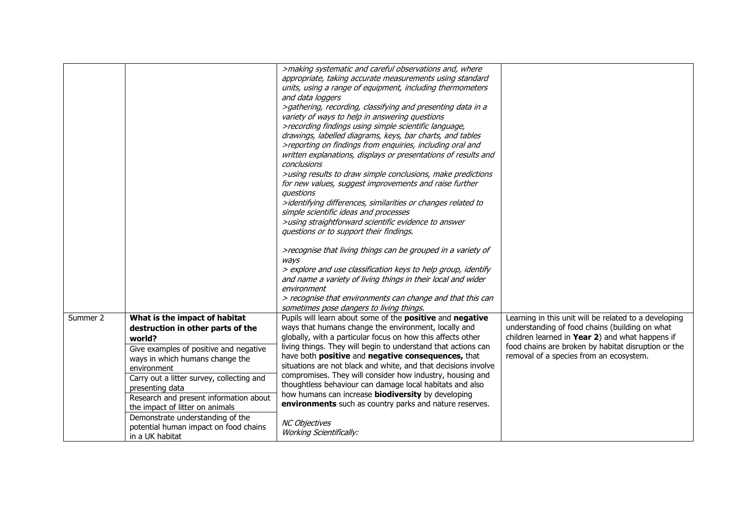| | | | |
|---|---|---|---|
| | | *>making systematic and careful observations and, where appropriate, taking accurate measurements using standard units, using a range of equipment, including thermometers and data loggers*<br>*>gathering, recording, classifying and presenting data in a variety of ways to help in answering questions*<br>*>recording findings using simple scientific language, drawings, labelled diagrams, keys, bar charts, and tables*<br>*>reporting on findings from enquiries, including oral and written explanations, displays or presentations of results and conclusions*<br>*>using results to draw simple conclusions, make predictions for new values, suggest improvements and raise further questions*<br>*>identifying differences, similarities or changes related to simple scientific ideas and processes*<br>*>using straightforward scientific evidence to answer questions or to support their findings.*<br><br>*>recognise that living things can be grouped in a variety of ways*<br>*> explore and use classification keys to help group, identify and name a variety of living things in their local and wider environment*<br>*> recognise that environments can change and that this can sometimes pose dangers to living things.* | |
| Summer 2 | **What is the impact of habitat destruction in other parts of the world?**<br>Give examples of positive and negative ways in which humans change the environment<br>Carry out a litter survey, collecting and presenting data<br>Research and present information about the impact of litter on animals<br>Demonstrate understanding of the potential human impact on food chains in a UK habitat | Pupils will learn about some of the **positive** and **negative** ways that humans change the environment, locally and globally, with a particular focus on how this affects other living things. They will begin to understand that actions can have both **positive** and **negative consequences,** that situations are not black and white, and that decisions involve compromises. They will consider how industry, housing and thoughtless behaviour can damage local habitats and also how humans can increase **biodiversity** by developing **environments** such as country parks and nature reserves.<br><br>*NC Objectives*<br>*Working Scientifically:* | Learning in this unit will be related to a developing understanding of food chains (building on what children learned in **Year 2**) and what happens if food chains are broken by habitat disruption or the removal of a species from an ecosystem. |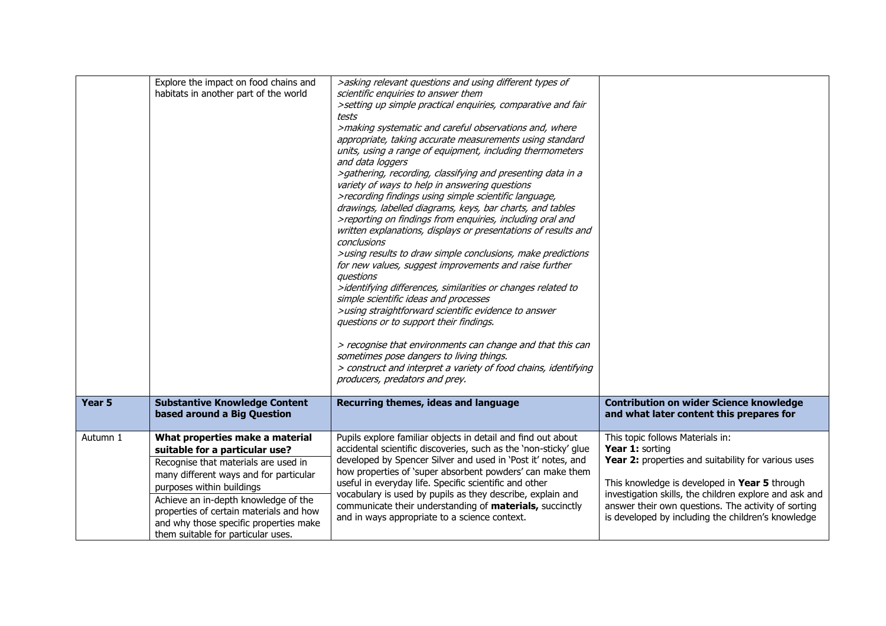| | Explore the impact on food chains and habitats in another part of the world | *>asking relevant questions and using different types of scientific enquiries to answer them*<br>*>setting up simple practical enquiries, comparative and fair tests*<br>*>making systematic and careful observations and, where appropriate, taking accurate measurements using standard units, using a range of equipment, including thermometers and data loggers*<br>*>gathering, recording, classifying and presenting data in a variety of ways to help in answering questions*<br>*>recording findings using simple scientific language, drawings, labelled diagrams, keys, bar charts, and tables*<br>*>reporting on findings from enquiries, including oral and written explanations, displays or presentations of results and conclusions*<br>*>using results to draw simple conclusions, make predictions for new values, suggest improvements and raise further questions*<br>*>identifying differences, similarities or changes related to simple scientific ideas and processes*<br>*>using straightforward scientific evidence to answer questions or to support their findings.*<br><br>*> recognise that environments can change and that this can sometimes pose dangers to living things.*<br>*> construct and interpret a variety of food chains, identifying producers, predators and prey.* | |
|---|---|---|---|
| **Year 5** | **Substantive Knowledge Content based around a Big Question** | **Recurring themes, ideas and language** | **Contribution on wider Science knowledge and what later content this prepares for** |
| Autumn 1 | **What properties make a material suitable for a particular use?**<br>Recognise that materials are used in many different ways and for particular purposes within buildings<br>Achieve an in-depth knowledge of the properties of certain materials and how and why those specific properties make them suitable for particular uses. | Pupils explore familiar objects in detail and find out about accidental scientific discoveries, such as the 'non-sticky' glue developed by Spencer Silver and used in 'Post it' notes, and how properties of 'super absorbent powders' can make them useful in everyday life. Specific scientific and other vocabulary is used by pupils as they describe, explain and communicate their understanding of **materials,** succinctly and in ways appropriate to a science context. | This topic follows Materials in:<br>**Year 1:** sorting<br>**Year 2:** properties and suitability for various uses<br><br>This knowledge is developed in **Year 5** through investigation skills, the children explore and ask and answer their own questions. The activity of sorting is developed by including the children's knowledge |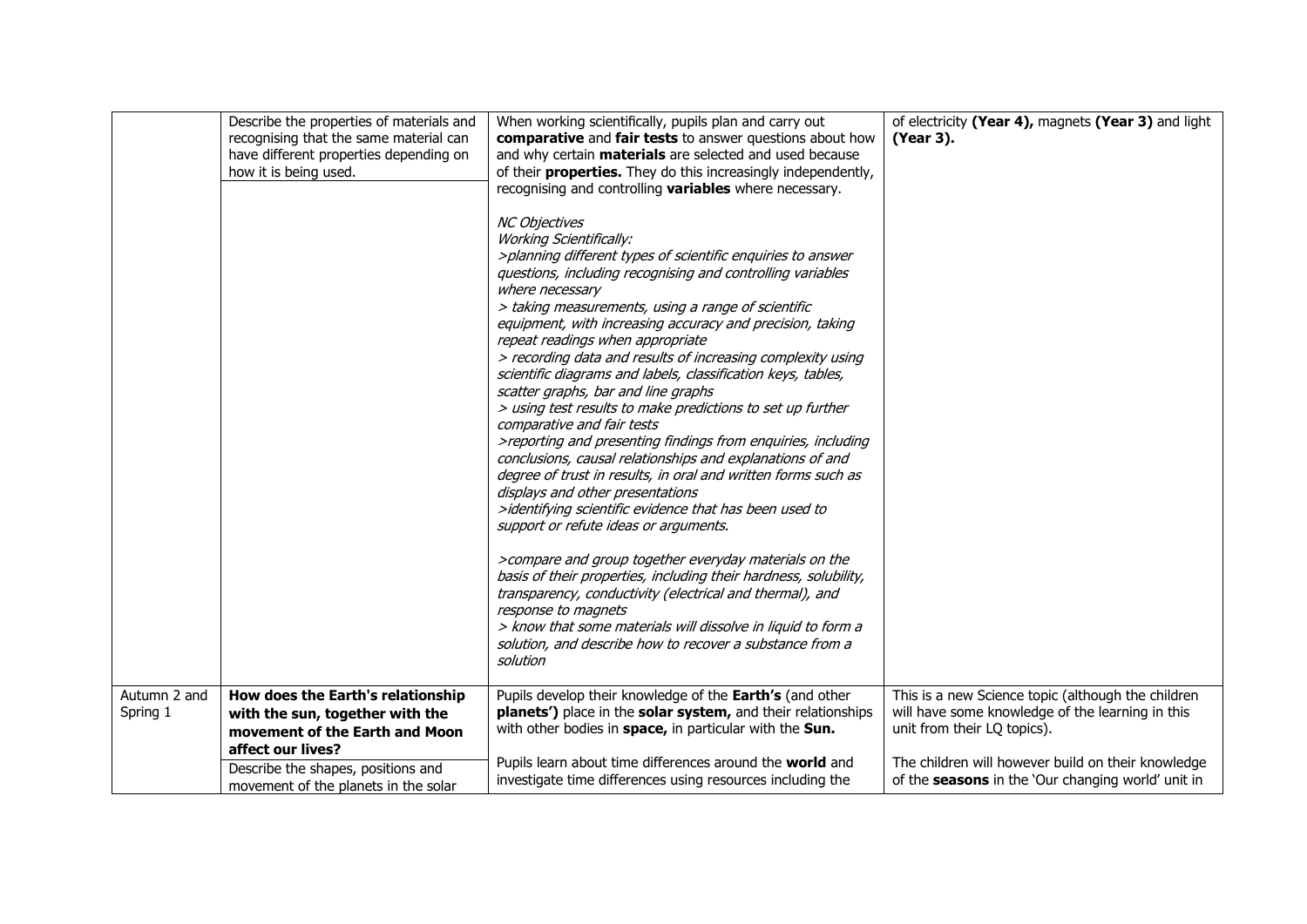|  |  |  |  |
|---|---|---|---|
|  | Describe the properties of materials and recognising that the same material can have different properties depending on how it is being used. | When working scientifically, pupils plan and carry out **comparative** and **fair tests** to answer questions about how and why certain **materials** are selected and used because of their **properties.** They do this increasingly independently, recognising and controlling **variables** where necessary.<br><br>*NC Objectives*<br>*Working Scientifically:*<br>*>planning different types of scientific enquiries to answer questions, including recognising and controlling variables where necessary*<br>*> taking measurements, using a range of scientific equipment, with increasing accuracy and precision, taking repeat readings when appropriate*<br>*> recording data and results of increasing complexity using scientific diagrams and labels, classification keys, tables, scatter graphs, bar and line graphs*<br>*> using test results to make predictions to set up further comparative and fair tests*<br>*>reporting and presenting findings from enquiries, including conclusions, causal relationships and explanations of and degree of trust in results, in oral and written forms such as displays and other presentations*<br>*>identifying scientific evidence that has been used to support or refute ideas or arguments.*<br><br>*>compare and group together everyday materials on the basis of their properties, including their hardness, solubility, transparency, conductivity (electrical and thermal), and response to magnets*<br>*> know that some materials will dissolve in liquid to form a solution, and describe how to recover a substance from a solution* | of electricity **(Year 4),** magnets **(Year 3)** and light **(Year 3).** |
| Autumn 2 and Spring 1 | **How does the Earth's relationship with the sun, together with the movement of the Earth and Moon affect our lives?**<br><br>Describe the shapes, positions and movement of the planets in the solar | Pupils develop their knowledge of the **Earth's** (and other **planets')** place in the **solar system,** and their relationships with other bodies in **space,** in particular with the **Sun.**<br><br>Pupils learn about time differences around the **world** and investigate time differences using resources including the | This is a new Science topic (although the children will have some knowledge of the learning in this unit from their LQ topics).<br><br>The children will however build on their knowledge of the **seasons** in the 'Our changing world' unit in |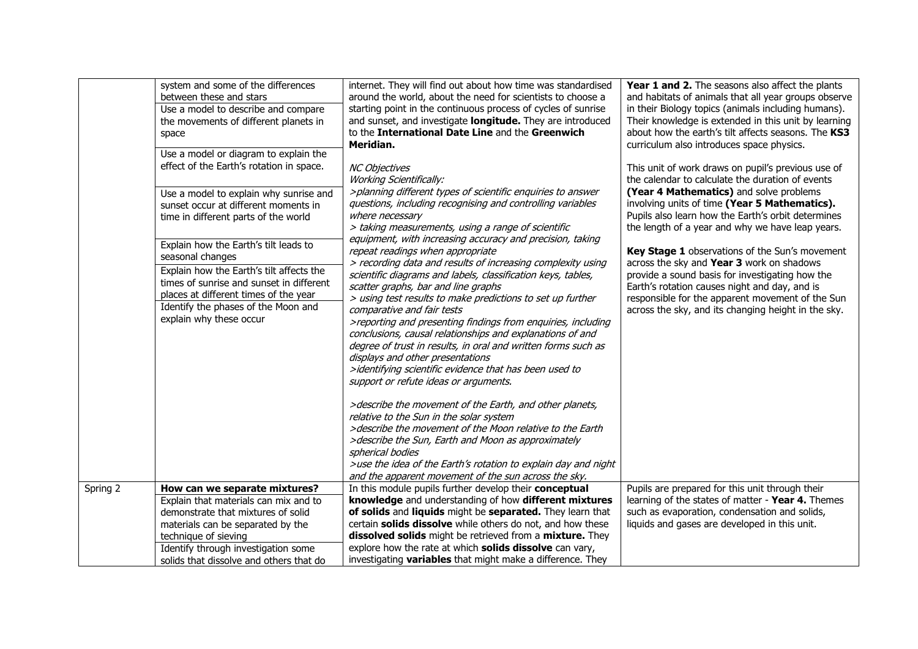| | | | |
|---|---|---|---|
| | system and some of the differences between these and stars<br>Use a model to describe and compare the movements of different planets in space<br>Use a model or diagram to explain the effect of the Earth's rotation in space.<br>Use a model to explain why sunrise and sunset occur at different moments in time in different parts of the world<br>Explain how the Earth's tilt leads to seasonal changes<br>Explain how the Earth's tilt affects the times of sunrise and sunset in different places at different times of the year<br>Identify the phases of the Moon and explain why these occur | internet. They will find out about how time was standardised around the world, about the need for scientists to choose a starting point in the continuous process of cycles of sunrise and sunset, and investigate **longitude.** They are introduced to the **International Date Line** and the **Greenwich Meridian.**<br><br>*NC Objectives*<br>*Working Scientifically:*<br>*>planning different types of scientific enquiries to answer questions, including recognising and controlling variables where necessary*<br>*> taking measurements, using a range of scientific equipment, with increasing accuracy and precision, taking repeat readings when appropriate*<br>*> recording data and results of increasing complexity using scientific diagrams and labels, classification keys, tables, scatter graphs, bar and line graphs*<br>*> using test results to make predictions to set up further comparative and fair tests*<br>*>reporting and presenting findings from enquiries, including conclusions, causal relationships and explanations of and degree of trust in results, in oral and written forms such as displays and other presentations*<br>*>identifying scientific evidence that has been used to support or refute ideas or arguments.*<br><br>*>describe the movement of the Earth, and other planets, relative to the Sun in the solar system*<br>*>describe the movement of the Moon relative to the Earth*<br>*>describe the Sun, Earth and Moon as approximately spherical bodies*<br>*>use the idea of the Earth's rotation to explain day and night and the apparent movement of the sun across the sky.* | **Year 1 and 2.** The seasons also affect the plants and habitats of animals that all year groups observe in their Biology topics (animals including humans). Their knowledge is extended in this unit by learning about how the earth's tilt affects seasons. The **KS3** curriculum also introduces space physics.<br><br>This unit of work draws on pupil's previous use of the calendar to calculate the duration of events **(Year 4 Mathematics)** and solve problems involving units of time **(Year 5 Mathematics).** Pupils also learn how the Earth's orbit determines the length of a year and why we have leap years.<br><br>**Key Stage 1** observations of the Sun's movement across the sky and **Year 3** work on shadows provide a sound basis for investigating how the Earth's rotation causes night and day, and is responsible for the apparent movement of the Sun across the sky, and its changing height in the sky. |
| Spring 2 | **How can we separate mixtures?**<br>Explain that materials can mix and to demonstrate that mixtures of solid materials can be separated by the technique of sieving<br>Identify through investigation some solids that dissolve and others that do | In this module pupils further develop their **conceptual knowledge** and understanding of how **different mixtures of solids** and **liquids** might be **separated.** They learn that certain **solids dissolve** while others do not, and how these **dissolved solids** might be retrieved from a **mixture.** They explore how the rate at which **solids dissolve** can vary, investigating **variables** that might make a difference. They | Pupils are prepared for this unit through their learning of the states of matter - **Year 4.** Themes such as evaporation, condensation and solids, liquids and gases are developed in this unit. |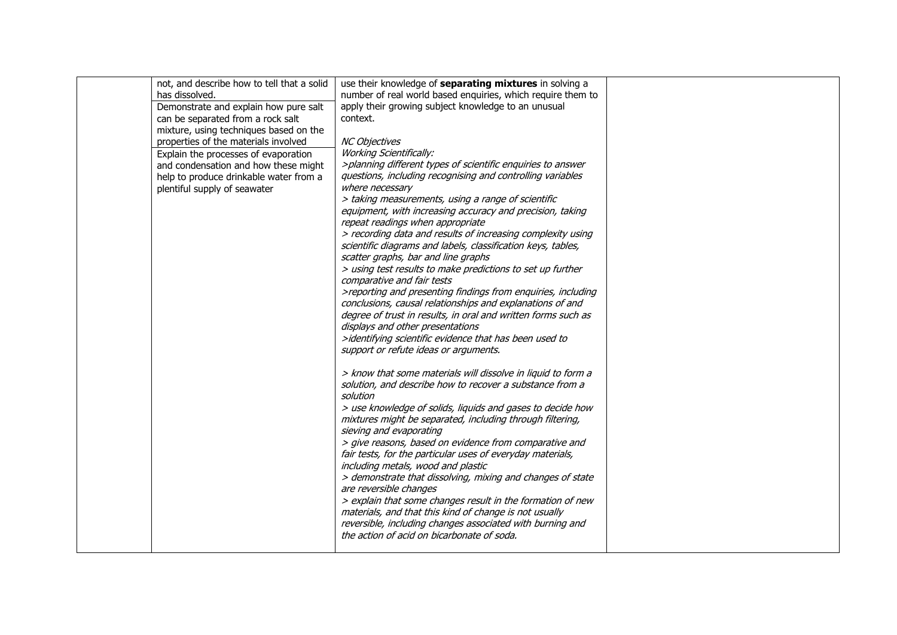| | | | |
|---|---|---|---|
| | not, and describe how to tell that a solid has dissolved.<br>Demonstrate and explain how pure salt can be separated from a rock salt mixture, using techniques based on the properties of the materials involved<br>Explain the processes of evaporation and condensation and how these might help to produce drinkable water from a plentiful supply of seawater | use their knowledge of **separating mixtures** in solving a number of real world based enquiries, which require them to apply their growing subject knowledge to an unusual context.<br><br>*NC Objectives*<br>*Working Scientifically:*<br>*>planning different types of scientific enquiries to answer questions, including recognising and controlling variables where necessary*<br>*> taking measurements, using a range of scientific equipment, with increasing accuracy and precision, taking repeat readings when appropriate*<br>*> recording data and results of increasing complexity using scientific diagrams and labels, classification keys, tables, scatter graphs, bar and line graphs*<br>*> using test results to make predictions to set up further comparative and fair tests*<br>*>reporting and presenting findings from enquiries, including conclusions, causal relationships and explanations of and degree of trust in results, in oral and written forms such as displays and other presentations*<br>*>identifying scientific evidence that has been used to support or refute ideas or arguments.*<br><br>*> know that some materials will dissolve in liquid to form a solution, and describe how to recover a substance from a solution*<br>*> use knowledge of solids, liquids and gases to decide how mixtures might be separated, including through filtering, sieving and evaporating*<br>*> give reasons, based on evidence from comparative and fair tests, for the particular uses of everyday materials, including metals, wood and plastic*<br>*> demonstrate that dissolving, mixing and changes of state are reversible changes*<br>*> explain that some changes result in the formation of new materials, and that this kind of change is not usually reversible, including changes associated with burning and the action of acid on bicarbonate of soda.* | |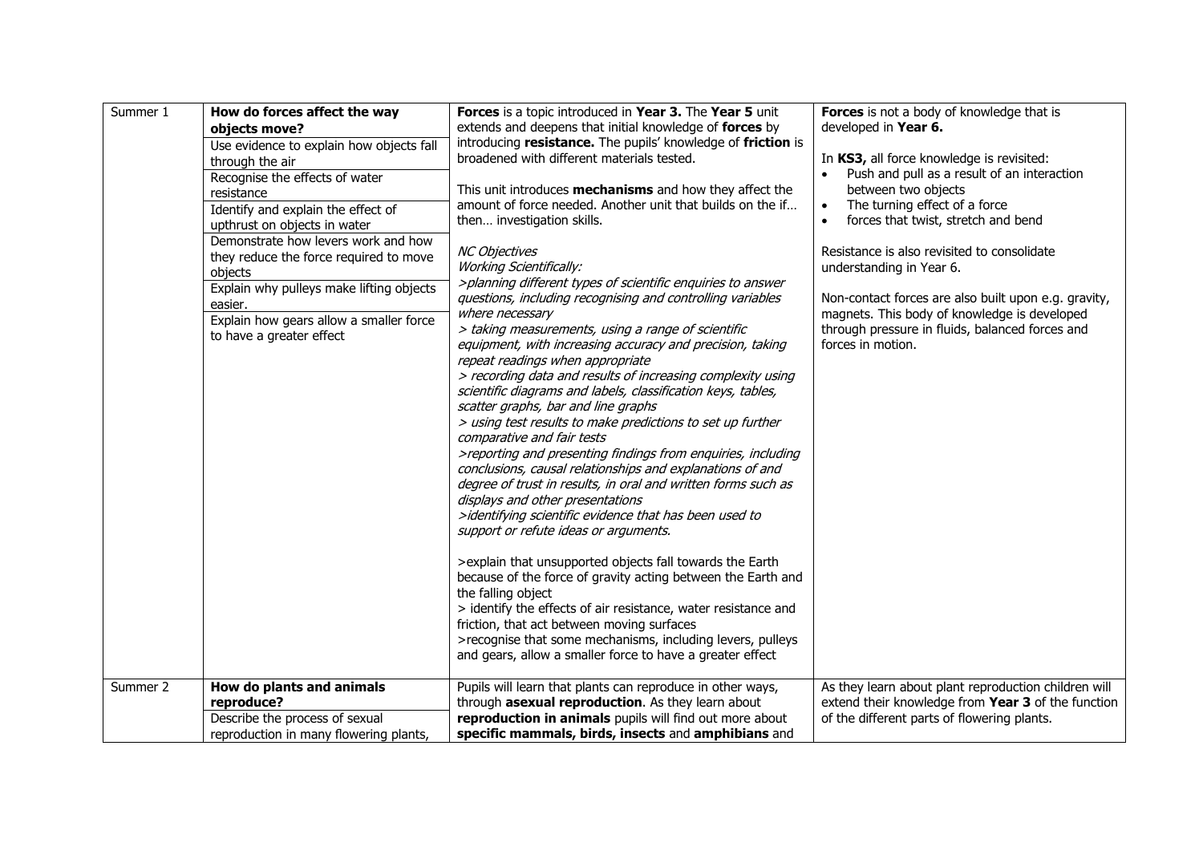| Summer 1 | **How do forces affect the way objects move?**<br>Use evidence to explain how objects fall through the air<br>Recognise the effects of water resistance<br>Identify and explain the effect of upthrust on objects in water<br>Demonstrate how levers work and how they reduce the force required to move objects<br>Explain why pulleys make lifting objects easier.<br>Explain how gears allow a smaller force to have a greater effect | **Forces** is a topic introduced in **Year 3.** The **Year 5** unit extends and deepens that initial knowledge of **forces** by introducing **resistance.** The pupils' knowledge of **friction** is broadened with different materials tested.<br><br>This unit introduces **mechanisms** and how they affect the amount of force needed. Another unit that builds on the if… then… investigation skills.<br><br>*NC Objectives*<br>*Working Scientifically:*<br>*>planning different types of scientific enquiries to answer questions, including recognising and controlling variables where necessary*<br>*> taking measurements, using a range of scientific equipment, with increasing accuracy and precision, taking repeat readings when appropriate*<br>*> recording data and results of increasing complexity using scientific diagrams and labels, classification keys, tables, scatter graphs, bar and line graphs*<br>*> using test results to make predictions to set up further comparative and fair tests*<br>*>reporting and presenting findings from enquiries, including conclusions, causal relationships and explanations of and degree of trust in results, in oral and written forms such as displays and other presentations*<br>*>identifying scientific evidence that has been used to support or refute ideas or arguments.*<br><br>>explain that unsupported objects fall towards the Earth because of the force of gravity acting between the Earth and the falling object<br>> identify the effects of air resistance, water resistance and friction, that act between moving surfaces<br>>recognise that some mechanisms, including levers, pulleys and gears, allow a smaller force to have a greater effect | **Forces** is not a body of knowledge that is developed in **Year 6.**<br><br>In **KS3,** all force knowledge is revisited:<br>• Push and pull as a result of an interaction between two objects<br>• The turning effect of a force<br>• forces that twist, stretch and bend<br><br>Resistance is also revisited to consolidate understanding in Year 6.<br><br>Non-contact forces are also built upon e.g. gravity, magnets. This body of knowledge is developed through pressure in fluids, balanced forces and forces in motion. |
|---|---|---|---|
| Summer 2 | **How do plants and animals reproduce?**<br>Describe the process of sexual reproduction in many flowering plants, | Pupils will learn that plants can reproduce in other ways, through **asexual reproduction**. As they learn about **reproduction in animals** pupils will find out more about **specific mammals, birds, insects** and **amphibians** and | As they learn about plant reproduction children will extend their knowledge from **Year 3** of the function of the different parts of flowering plants. |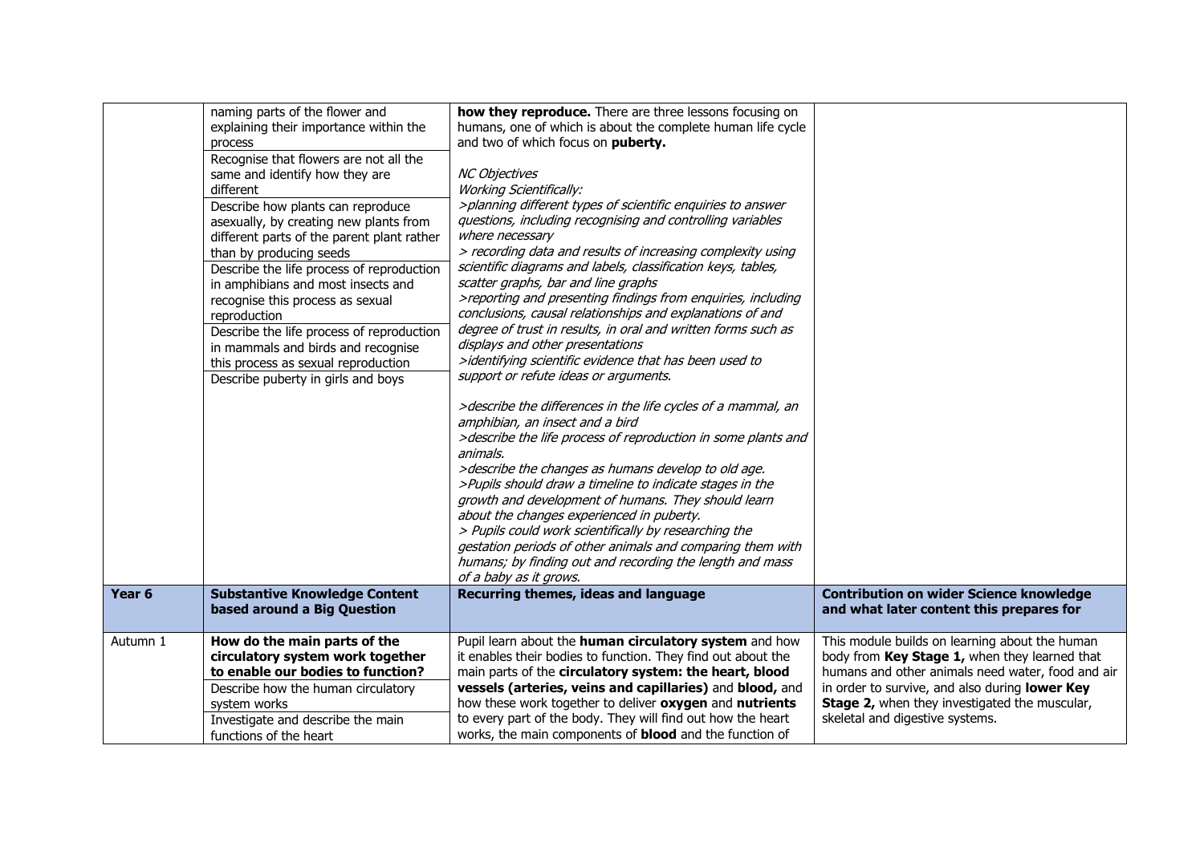| | | | |
|---|---|---|---|
| | naming parts of the flower and explaining their importance within the process<br>Recognise that flowers are not all the same and identify how they are different<br>Describe how plants can reproduce asexually, by creating new plants from different parts of the parent plant rather than by producing seeds<br>Describe the life process of reproduction in amphibians and most insects and recognise this process as sexual reproduction<br>Describe the life process of reproduction in mammals and birds and recognise this process as sexual reproduction<br>Describe puberty in girls and boys | **how they reproduce.** There are three lessons focusing on humans, one of which is about the complete human life cycle and two of which focus on **puberty.**<br><br>*NC Objectives*<br>*Working Scientifically:*<br>*>planning different types of scientific enquiries to answer questions, including recognising and controlling variables where necessary*<br>*> recording data and results of increasing complexity using scientific diagrams and labels, classification keys, tables, scatter graphs, bar and line graphs*<br>*>reporting and presenting findings from enquiries, including conclusions, causal relationships and explanations of and degree of trust in results, in oral and written forms such as displays and other presentations*<br>*>identifying scientific evidence that has been used to support or refute ideas or arguments.*<br><br>*>describe the differences in the life cycles of a mammal, an amphibian, an insect and a bird*<br>*>describe the life process of reproduction in some plants and animals.*<br>*>describe the changes as humans develop to old age.*<br>*>Pupils should draw a timeline to indicate stages in the growth and development of humans. They should learn about the changes experienced in puberty.*<br>*> Pupils could work scientifically by researching the gestation periods of other animals and comparing them with humans; by finding out and recording the length and mass of a baby as it grows.* | |
| **Year 6** | **Substantive Knowledge Content based around a Big Question** | **Recurring themes, ideas and language** | **Contribution on wider Science knowledge and what later content this prepares for** |
| Autumn 1 | **How do the main parts of the circulatory system work together to enable our bodies to function?**<br>Describe how the human circulatory system works<br>Investigate and describe the main functions of the heart | Pupil learn about the **human circulatory system** and how it enables their bodies to function. They find out about the main parts of the **circulatory system: the heart, blood vessels (arteries, veins and capillaries)** and **blood,** and how these work together to deliver **oxygen** and **nutrients** to every part of the body. They will find out how the heart works, the main components of **blood** and the function of | This module builds on learning about the human body from **Key Stage 1,** when they learned that humans and other animals need water, food and air in order to survive, and also during **lower Key Stage 2,** when they investigated the muscular, skeletal and digestive systems. |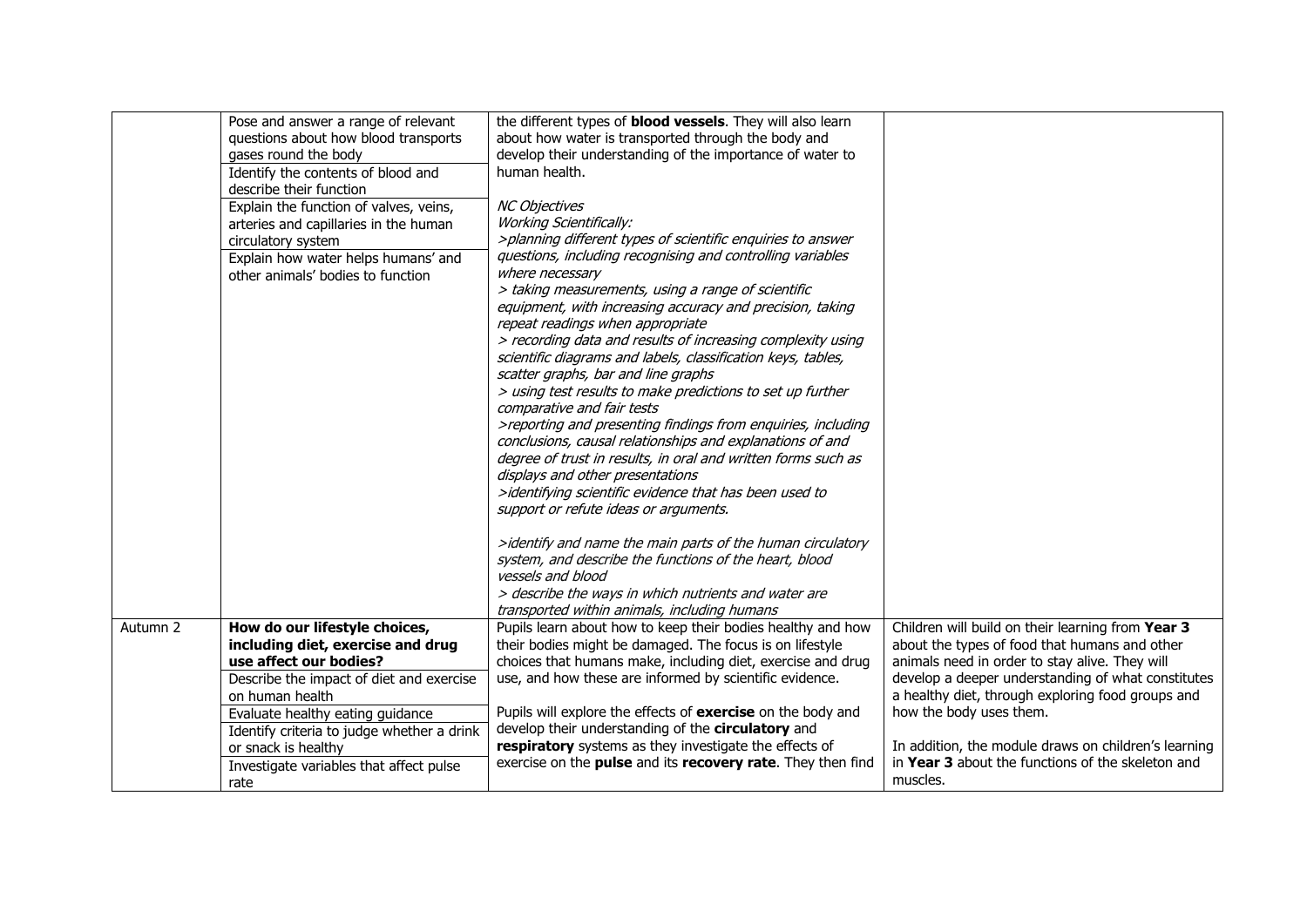| | | | |
|---|---|---|---|
| | Pose and answer a range of relevant questions about how blood transports gases round the body<br>Identify the contents of blood and describe their function<br>Explain the function of valves, veins, arteries and capillaries in the human circulatory system<br>Explain how water helps humans' and other animals' bodies to function | the different types of **blood vessels**. They will also learn about how water is transported through the body and develop their understanding of the importance of water to human health.<br><br>*NC Objectives*<br>*Working Scientifically:*<br>*>planning different types of scientific enquiries to answer questions, including recognising and controlling variables where necessary*<br>*> taking measurements, using a range of scientific equipment, with increasing accuracy and precision, taking repeat readings when appropriate*<br>*> recording data and results of increasing complexity using scientific diagrams and labels, classification keys, tables, scatter graphs, bar and line graphs*<br>*> using test results to make predictions to set up further comparative and fair tests*<br>*>reporting and presenting findings from enquiries, including conclusions, causal relationships and explanations of and degree of trust in results, in oral and written forms such as displays and other presentations*<br>*>identifying scientific evidence that has been used to support or refute ideas or arguments.*<br><br>*>identify and name the main parts of the human circulatory system, and describe the functions of the heart, blood vessels and blood*<br>*> describe the ways in which nutrients and water are transported within animals, including humans* | |
| Autumn 2 | **How do our lifestyle choices, including diet, exercise and drug use affect our bodies?**<br>Describe the impact of diet and exercise on human health<br>Evaluate healthy eating guidance<br>Identify criteria to judge whether a drink or snack is healthy<br>Investigate variables that affect pulse rate | Pupils learn about how to keep their bodies healthy and how their bodies might be damaged. The focus is on lifestyle choices that humans make, including diet, exercise and drug use, and how these are informed by scientific evidence.<br><br>Pupils will explore the effects of **exercise** on the body and develop their understanding of the **circulatory** and **respiratory** systems as they investigate the effects of exercise on the **pulse** and its **recovery rate**. They then find | Children will build on their learning from **Year 3** about the types of food that humans and other animals need in order to stay alive. They will develop a deeper understanding of what constitutes a healthy diet, through exploring food groups and how the body uses them.<br><br>In addition, the module draws on children's learning in **Year 3** about the functions of the skeleton and muscles. |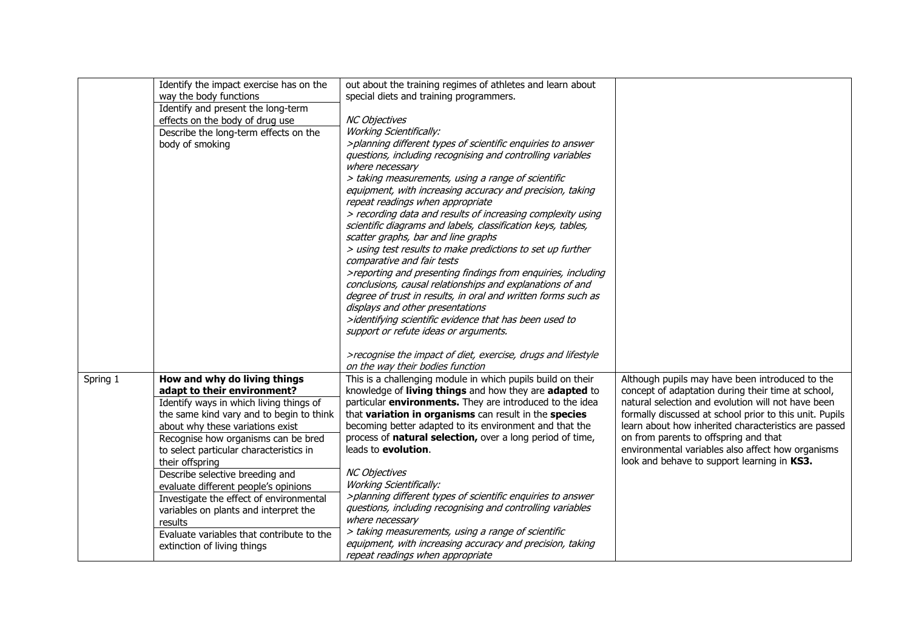| | | | |
|---|---|---|---|
| | Identify the impact exercise has on the way the body functions<br>Identify and present the long-term effects on the body of drug use<br>Describe the long-term effects on the body of smoking | out about the training regimes of athletes and learn about special diets and training programmers.<br><br>*NC Objectives*<br>*Working Scientifically:*<br>*>planning different types of scientific enquiries to answer questions, including recognising and controlling variables where necessary*<br>*> taking measurements, using a range of scientific equipment, with increasing accuracy and precision, taking repeat readings when appropriate*<br>*> recording data and results of increasing complexity using scientific diagrams and labels, classification keys, tables, scatter graphs, bar and line graphs*<br>*> using test results to make predictions to set up further comparative and fair tests*<br>*>reporting and presenting findings from enquiries, including conclusions, causal relationships and explanations of and degree of trust in results, in oral and written forms such as displays and other presentations*<br>*>identifying scientific evidence that has been used to support or refute ideas or arguments.*<br><br>*>recognise the impact of diet, exercise, drugs and lifestyle on the way their bodies function* | |
| Spring 1 | **How and why do living things adapt to their environment?**<br>Identify ways in which living things of the same kind vary and to begin to think about why these variations exist<br>Recognise how organisms can be bred to select particular characteristics in their offspring<br>Describe selective breeding and evaluate different people's opinions<br>Investigate the effect of environmental variables on plants and interpret the results<br>Evaluate variables that contribute to the extinction of living things | This is a challenging module in which pupils build on their knowledge of **living things** and how they are **adapted** to particular **environments.** They are introduced to the idea that **variation in organisms** can result in the **species** becoming better adapted to its environment and that the process of **natural selection,** over a long period of time, leads to **evolution**.<br><br>*NC Objectives*<br>*Working Scientifically:*<br>*>planning different types of scientific enquiries to answer questions, including recognising and controlling variables where necessary*<br>*> taking measurements, using a range of scientific equipment, with increasing accuracy and precision, taking repeat readings when appropriate* | Although pupils may have been introduced to the concept of adaptation during their time at school, natural selection and evolution will not have been formally discussed at school prior to this unit. Pupils learn about how inherited characteristics are passed on from parents to offspring and that environmental variables also affect how organisms look and behave to support learning in **KS3.** |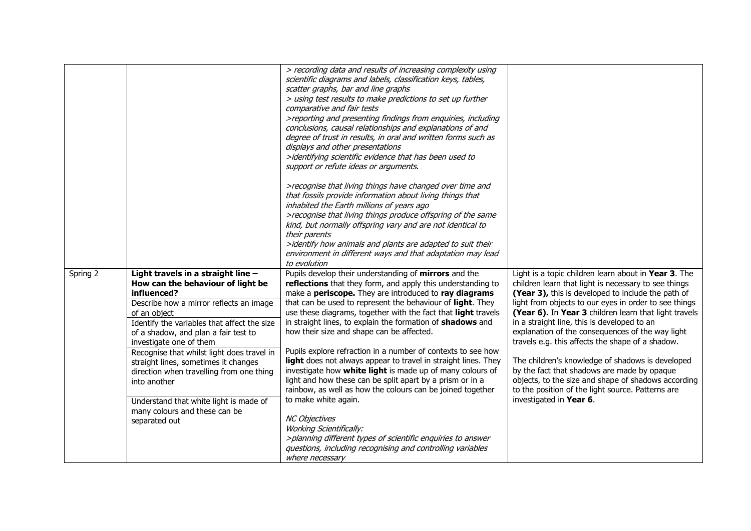| | | | |
|---|---|---|---|
| | | *> recording data and results of increasing complexity using scientific diagrams and labels, classification keys, tables, scatter graphs, bar and line graphs*<br>*> using test results to make predictions to set up further comparative and fair tests*<br>*>reporting and presenting findings from enquiries, including conclusions, causal relationships and explanations of and degree of trust in results, in oral and written forms such as displays and other presentations*<br>*>identifying scientific evidence that has been used to support or refute ideas or arguments.*<br><br>*>recognise that living things have changed over time and that fossils provide information about living things that inhabited the Earth millions of years ago*<br>*>recognise that living things produce offspring of the same kind, but normally offspring vary and are not identical to their parents*<br>*>identify how animals and plants are adapted to suit their environment in different ways and that adaptation may lead to evolution* | |
| Spring 2 | **Light travels in a straight line – How can the behaviour of light be influenced?**<br><br>Describe how a mirror reflects an image of an object<br><br>Identify the variables that affect the size of a shadow, and plan a fair test to investigate one of them<br><br>Recognise that whilst light does travel in straight lines, sometimes it changes direction when travelling from one thing into another<br><br>Understand that white light is made of many colours and these can be separated out | Pupils develop their understanding of **mirrors** and the **reflections** that they form, and apply this understanding to make a **periscope.** They are introduced to **ray diagrams** that can be used to represent the behaviour of **light**. They use these diagrams, together with the fact that **light** travels in straight lines, to explain the formation of **shadows** and how their size and shape can be affected.<br><br>Pupils explore refraction in a number of contexts to see how **light** does not always appear to travel in straight lines. They investigate how **white light** is made up of many colours of light and how these can be split apart by a prism or in a rainbow, as well as how the colours can be joined together to make white again.<br><br>*NC Objectives*<br>*Working Scientifically:*<br>*>planning different types of scientific enquiries to answer questions, including recognising and controlling variables where necessary* | Light is a topic children learn about in **Year 3**. The children learn that light is necessary to see things **(Year 3),** this is developed to include the path of light from objects to our eyes in order to see things **(Year 6).** In **Year 3** children learn that light travels in a straight line, this is developed to an explanation of the consequences of the way light travels e.g. this affects the shape of a shadow.<br><br>The children's knowledge of shadows is developed by the fact that shadows are made by opaque objects, to the size and shape of shadows according to the position of the light source. Patterns are investigated in **Year 6**. |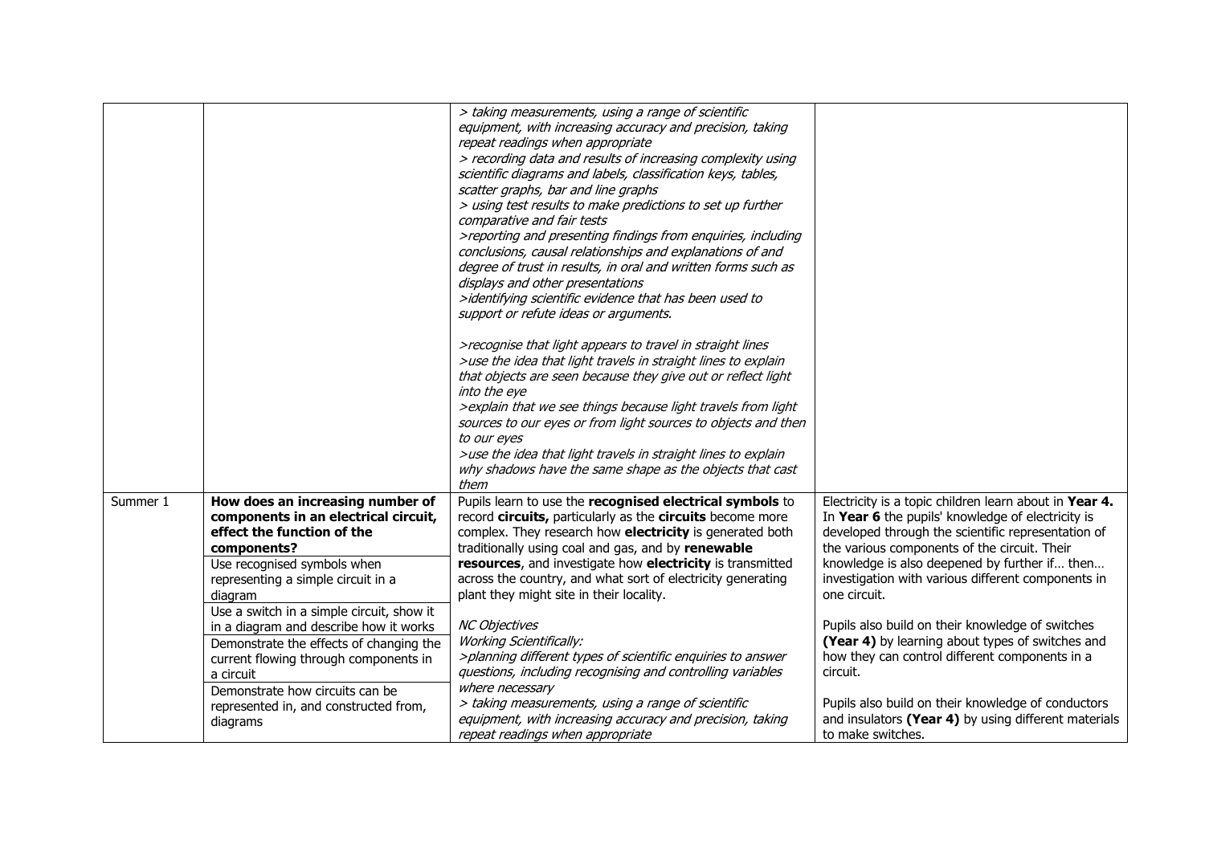| | | | |
|---|---|---|---|
| | | *> taking measurements, using a range of scientific equipment, with increasing accuracy and precision, taking repeat readings when appropriate*<br>*> recording data and results of increasing complexity using scientific diagrams and labels, classification keys, tables, scatter graphs, bar and line graphs*<br>*> using test results to make predictions to set up further comparative and fair tests*<br>*>reporting and presenting findings from enquiries, including conclusions, causal relationships and explanations of and degree of trust in results, in oral and written forms such as displays and other presentations*<br>*>identifying scientific evidence that has been used to support or refute ideas or arguments.*<br><br>*>recognise that light appears to travel in straight lines*<br>*>use the idea that light travels in straight lines to explain that objects are seen because they give out or reflect light into the eye*<br>*>explain that we see things because light travels from light sources to our eyes or from light sources to objects and then to our eyes*<br>*>use the idea that light travels in straight lines to explain why shadows have the same shape as the objects that cast them* | |
| Summer 1 | **How does an increasing number of components in an electrical circuit, effect the function of the components?**<br>Use recognised symbols when representing a simple circuit in a diagram<br>Use a switch in a simple circuit, show it in a diagram and describe how it works<br>Demonstrate the effects of changing the current flowing through components in a circuit<br>Demonstrate how circuits can be represented in, and constructed from, diagrams | Pupils learn to use the **recognised electrical symbols** to record **circuits,** particularly as the **circuits** become more complex. They research how **electricity** is generated both traditionally using coal and gas, and by **renewable resources**, and investigate how **electricity** is transmitted across the country, and what sort of electricity generating plant they might site in their locality.<br><br>*NC Objectives*<br>*Working Scientifically:*<br>*>planning different types of scientific enquiries to answer questions, including recognising and controlling variables where necessary*<br>*> taking measurements, using a range of scientific equipment, with increasing accuracy and precision, taking repeat readings when appropriate* | Electricity is a topic children learn about in **Year 4.** In **Year 6** the pupils' knowledge of electricity is developed through the scientific representation of the various components of the circuit. Their knowledge is also deepened by further if… then… investigation with various different components in one circuit.<br><br>Pupils also build on their knowledge of switches **(Year 4)** by learning about types of switches and how they can control different components in a circuit.<br><br>Pupils also build on their knowledge of conductors and insulators **(Year 4)** by using different materials to make switches. |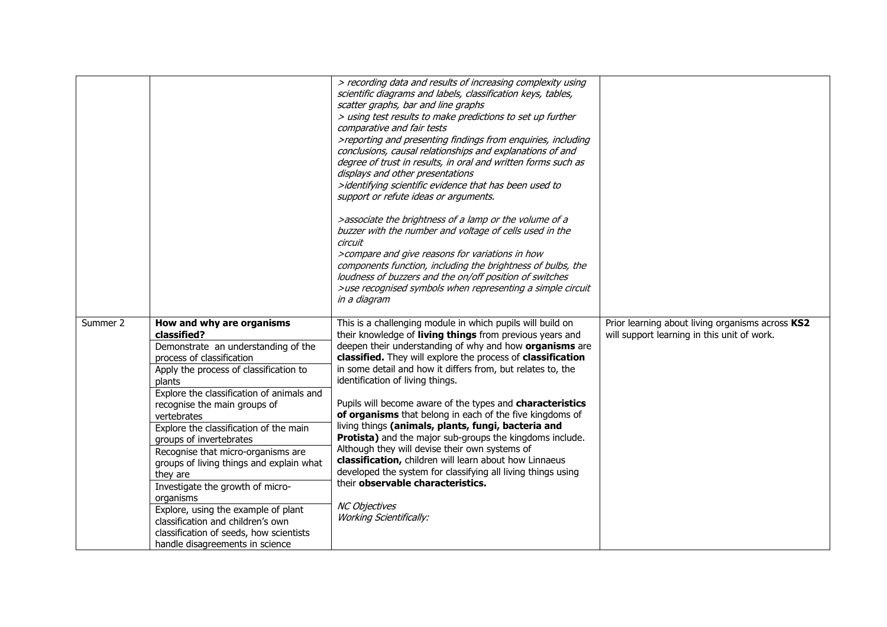| | | | |
|---|---|---|---|
| | | *> recording data and results of increasing complexity using scientific diagrams and labels, classification keys, tables, scatter graphs, bar and line graphs*<br>*> using test results to make predictions to set up further comparative and fair tests*<br>*>reporting and presenting findings from enquiries, including conclusions, causal relationships and explanations of and degree of trust in results, in oral and written forms such as displays and other presentations*<br>*>identifying scientific evidence that has been used to support or refute ideas or arguments.*<br><br>*>associate the brightness of a lamp or the volume of a buzzer with the number and voltage of cells used in the circuit*<br>*>compare and give reasons for variations in how components function, including the brightness of bulbs, the loudness of buzzers and the on/off position of switches*<br>*>use recognised symbols when representing a simple circuit in a diagram* | |
| Summer 2 | **How and why are organisms classified?**<br>Demonstrate an understanding of the process of classification<br>Apply the process of classification to plants<br>Explore the classification of animals and recognise the main groups of vertebrates<br>Explore the classification of the main groups of invertebrates<br>Recognise that micro-organisms are groups of living things and explain what they are<br>Investigate the growth of micro-organisms<br>Explore, using the example of plant classification and children's own classification of seeds, how scientists handle disagreements in science | This is a challenging module in which pupils will build on their knowledge of **living things** from previous years and deepen their understanding of why and how **organisms** are **classified.** They will explore the process of **classification** in some detail and how it differs from, but relates to, the identification of living things.<br><br>Pupils will become aware of the types and **characteristics of organisms** that belong in each of the five kingdoms of living things **(animals, plants, fungi, bacteria and Protista)** and the major sub-groups the kingdoms include. Although they will devise their own systems of **classification,** children will learn about how Linnaeus developed the system for classifying all living things using their **observable characteristics.**<br><br>*NC Objectives*<br>*Working Scientifically:* | Prior learning about living organisms across **KS2** will support learning in this unit of work. |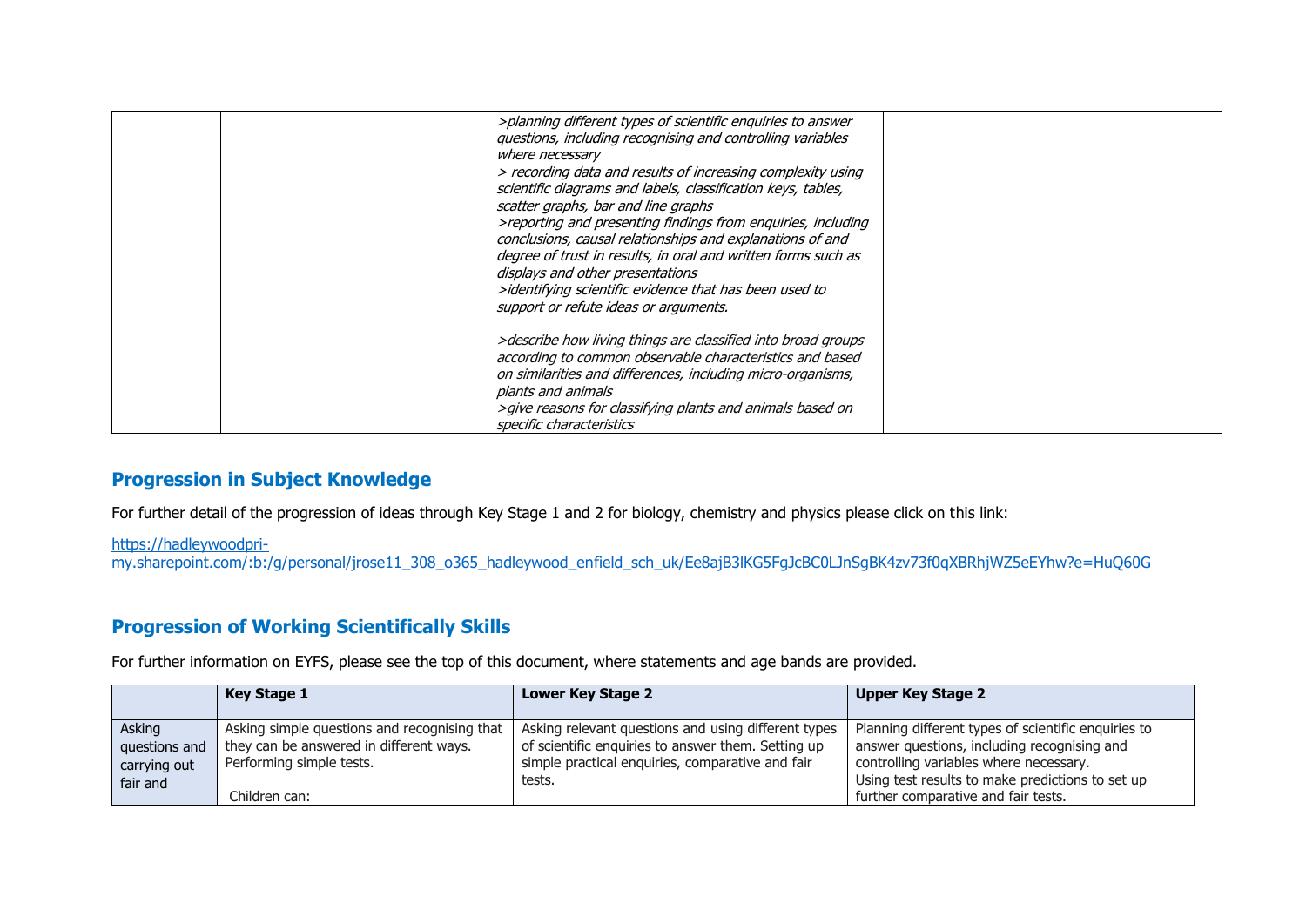| | | *>planning different types of scientific enquiries to answer questions, including recognising and controlling variables where necessary*<br>*> recording data and results of increasing complexity using scientific diagrams and labels, classification keys, tables, scatter graphs, bar and line graphs*<br>*>reporting and presenting findings from enquiries, including conclusions, causal relationships and explanations of and degree of trust in results, in oral and written forms such as displays and other presentations*<br>*>identifying scientific evidence that has been used to support or refute ideas or arguments.*<br><br>*>describe how living things are classified into broad groups according to common observable characteristics and based on similarities and differences, including micro-organisms, plants and animals*<br>*>give reasons for classifying plants and animals based on specific characteristics* | |
|---|---|---|---|

## Progression in Subject Knowledge

For further detail of the progression of ideas through Key Stage 1 and 2 for biology, chemistry and physics please click on this link:

https://hadleywoodpri-my.sharepoint.com/:b:/g/personal/jrose11_308_o365_hadleywood_enfield_sch_uk/Ee8ajB3lKG5FgJcBC0LJnSgBK4zv73f0qXBRhjWZ5eEYhw?e=HuQ60G

## Progression of Working Scientifically Skills

For further information on EYFS, please see the top of this document, where statements and age bands are provided.

| | **Key Stage 1** | **Lower Key Stage 2** | **Upper Key Stage 2** |
|---|---|---|---|
| Asking questions and carrying out fair and | Asking simple questions and recognising that they can be answered in different ways. Performing simple tests.<br><br>Children can: | Asking relevant questions and using different types of scientific enquiries to answer them. Setting up simple practical enquiries, comparative and fair tests. | Planning different types of scientific enquiries to answer questions, including recognising and controlling variables where necessary.<br>Using test results to make predictions to set up further comparative and fair tests. |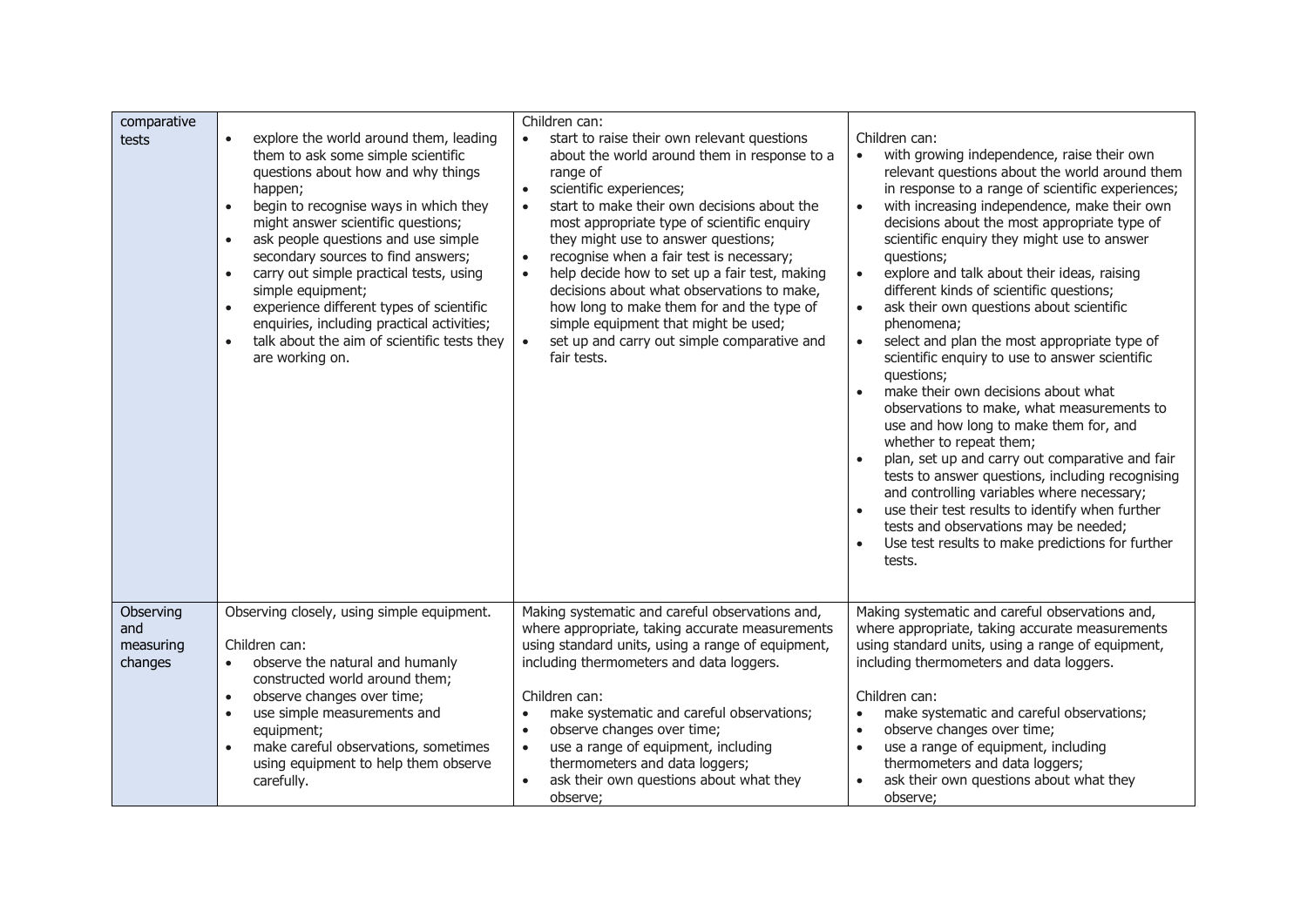| | | | |
|---|---|---|---|
| comparative tests | <ul><li>explore the world around them, leading them to ask some simple scientific questions about how and why things happen;</li><li>begin to recognise ways in which they might answer scientific questions;</li><li>ask people questions and use simple secondary sources to find answers;</li><li>carry out simple practical tests, using simple equipment;</li><li>experience different types of scientific enquiries, including practical activities;</li><li>talk about the aim of scientific tests they are working on.</li></ul> | Children can:<ul><li>start to raise their own relevant questions about the world around them in response to a range of</li><li>scientific experiences;</li><li>start to make their own decisions about the most appropriate type of scientific enquiry they might use to answer questions;</li><li>recognise when a fair test is necessary;</li><li>help decide how to set up a fair test, making decisions about what observations to make, how long to make them for and the type of simple equipment that might be used;</li><li>set up and carry out simple comparative and fair tests.</li></ul> | Children can:<ul><li>with growing independence, raise their own relevant questions about the world around them in response to a range of scientific experiences;</li><li>with increasing independence, make their own decisions about the most appropriate type of scientific enquiry they might use to answer questions;</li><li>explore and talk about their ideas, raising different kinds of scientific questions;</li><li>ask their own questions about scientific phenomena;</li><li>select and plan the most appropriate type of scientific enquiry to use to answer scientific questions;</li><li>make their own decisions about what observations to make, what measurements to use and how long to make them for, and whether to repeat them;</li><li>plan, set up and carry out comparative and fair tests to answer questions, including recognising and controlling variables where necessary;</li><li>use their test results to identify when further tests and observations may be needed;</li><li>Use test results to make predictions for further tests.</li></ul> |
| Observing and measuring changes | Observing closely, using simple equipment.<br><br>Children can:<ul><li>observe the natural and humanly constructed world around them;</li><li>observe changes over time;</li><li>use simple measurements and equipment;</li><li>make careful observations, sometimes using equipment to help them observe carefully.</li></ul> | Making systematic and careful observations and, where appropriate, taking accurate measurements using standard units, using a range of equipment, including thermometers and data loggers.<br><br>Children can:<ul><li>make systematic and careful observations;</li><li>observe changes over time;</li><li>use a range of equipment, including thermometers and data loggers;</li><li>ask their own questions about what they observe;</li></ul> | Making systematic and careful observations and, where appropriate, taking accurate measurements using standard units, using a range of equipment, including thermometers and data loggers.<br><br>Children can:<ul><li>make systematic and careful observations;</li><li>observe changes over time;</li><li>use a range of equipment, including thermometers and data loggers;</li><li>ask their own questions about what they observe;</li></ul> |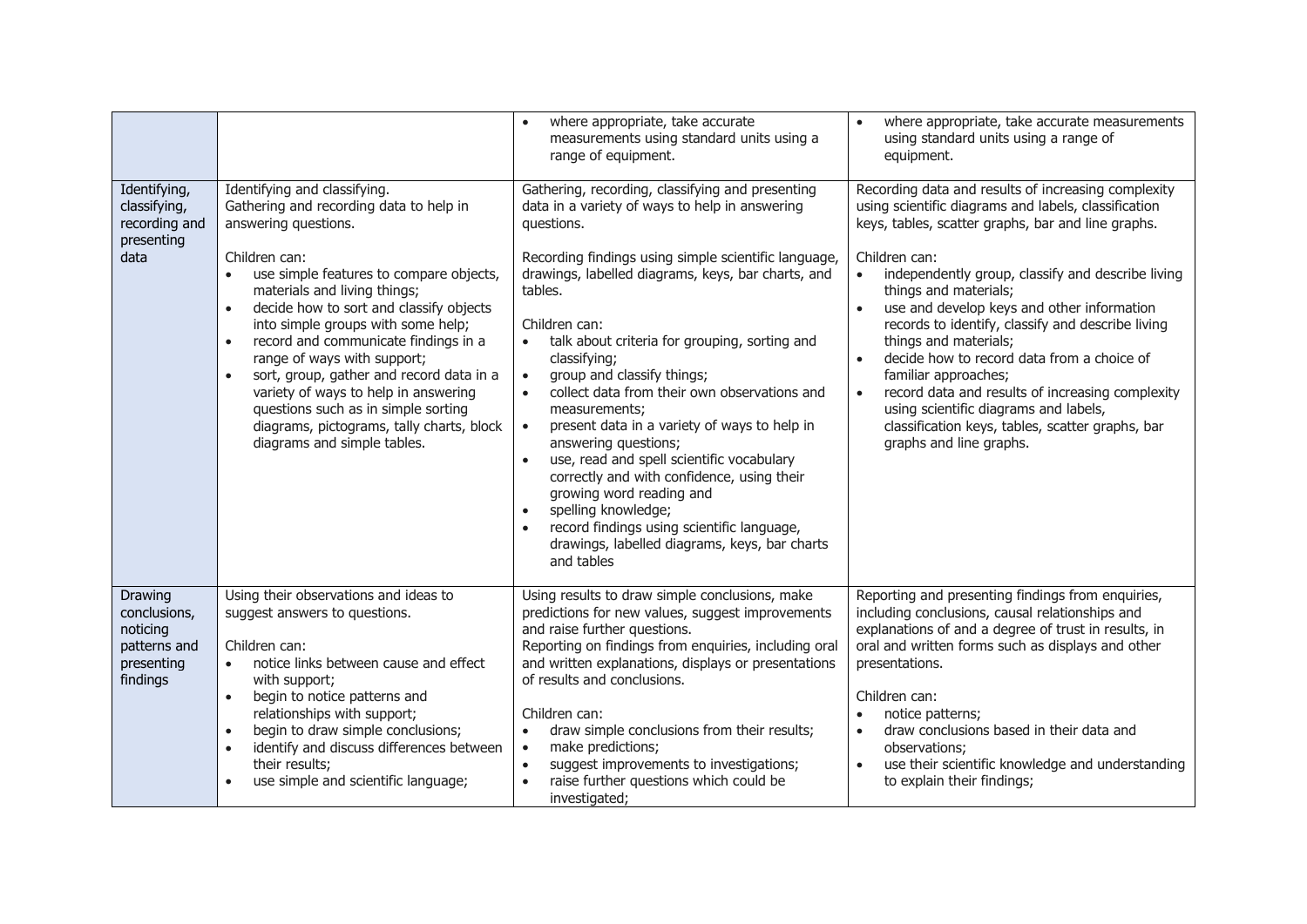| | | | |
|---|---|---|---|
| | | • where appropriate, take accurate measurements using standard units using a range of equipment. | • where appropriate, take accurate measurements using standard units using a range of equipment. |
| Identifying, classifying, recording and presenting data | Identifying and classifying.<br>Gathering and recording data to help in answering questions.<br><br>Children can:<br>• use simple features to compare objects, materials and living things;<br>• decide how to sort and classify objects into simple groups with some help;<br>• record and communicate findings in a range of ways with support;<br>• sort, group, gather and record data in a variety of ways to help in answering questions such as in simple sorting diagrams, pictograms, tally charts, block diagrams and simple tables. | Gathering, recording, classifying and presenting data in a variety of ways to help in answering questions.<br><br>Recording findings using simple scientific language, drawings, labelled diagrams, keys, bar charts, and tables.<br><br>Children can:<br>• talk about criteria for grouping, sorting and classifying;<br>• group and classify things;<br>• collect data from their own observations and measurements;<br>• present data in a variety of ways to help in answering questions;<br>• use, read and spell scientific vocabulary correctly and with confidence, using their growing word reading and<br>• spelling knowledge;<br>• record findings using scientific language, drawings, labelled diagrams, keys, bar charts and tables | Recording data and results of increasing complexity using scientific diagrams and labels, classification keys, tables, scatter graphs, bar and line graphs.<br><br>Children can:<br>• independently group, classify and describe living things and materials;<br>• use and develop keys and other information records to identify, classify and describe living things and materials;<br>• decide how to record data from a choice of familiar approaches;<br>• record data and results of increasing complexity using scientific diagrams and labels, classification keys, tables, scatter graphs, bar graphs and line graphs. |
| Drawing conclusions, noticing patterns and presenting findings | Using their observations and ideas to suggest answers to questions.<br><br>Children can:<br>• notice links between cause and effect with support;<br>• begin to notice patterns and relationships with support;<br>• begin to draw simple conclusions;<br>• identify and discuss differences between their results;<br>• use simple and scientific language; | Using results to draw simple conclusions, make predictions for new values, suggest improvements and raise further questions.<br>Reporting on findings from enquiries, including oral and written explanations, displays or presentations of results and conclusions.<br><br>Children can:<br>• draw simple conclusions from their results;<br>• make predictions;<br>• suggest improvements to investigations;<br>• raise further questions which could be investigated; | Reporting and presenting findings from enquiries, including conclusions, causal relationships and explanations of and a degree of trust in results, in oral and written forms such as displays and other presentations.<br><br>Children can:<br>• notice patterns;<br>• draw conclusions based in their data and observations;<br>• use their scientific knowledge and understanding to explain their findings; |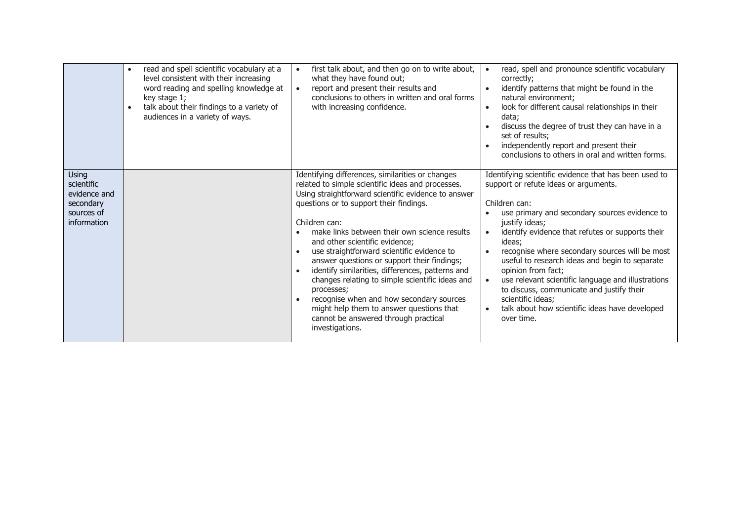| | | | |
|---|---|---|---|
| | • read and spell scientific vocabulary at a level consistent with their increasing word reading and spelling knowledge at key stage 1;<br>• talk about their findings to a variety of audiences in a variety of ways. | • first talk about, and then go on to write about, what they have found out;<br>• report and present their results and conclusions to others in written and oral forms with increasing confidence. | • read, spell and pronounce scientific vocabulary correctly;<br>• identify patterns that might be found in the natural environment;<br>• look for different causal relationships in their data;<br>• discuss the degree of trust they can have in a set of results;<br>• independently report and present their conclusions to others in oral and written forms. |
| Using scientific evidence and secondary sources of information | | Identifying differences, similarities or changes related to simple scientific ideas and processes. Using straightforward scientific evidence to answer questions or to support their findings.<br><br>Children can:<br>• make links between their own science results and other scientific evidence;<br>• use straightforward scientific evidence to answer questions or support their findings;<br>• identify similarities, differences, patterns and changes relating to simple scientific ideas and processes;<br>• recognise when and how secondary sources might help them to answer questions that cannot be answered through practical investigations. | Identifying scientific evidence that has been used to support or refute ideas or arguments.<br><br>Children can:<br>• use primary and secondary sources evidence to justify ideas;<br>• identify evidence that refutes or supports their ideas;<br>• recognise where secondary sources will be most useful to research ideas and begin to separate opinion from fact;<br>• use relevant scientific language and illustrations to discuss, communicate and justify their scientific ideas;<br>• talk about how scientific ideas have developed over time. |